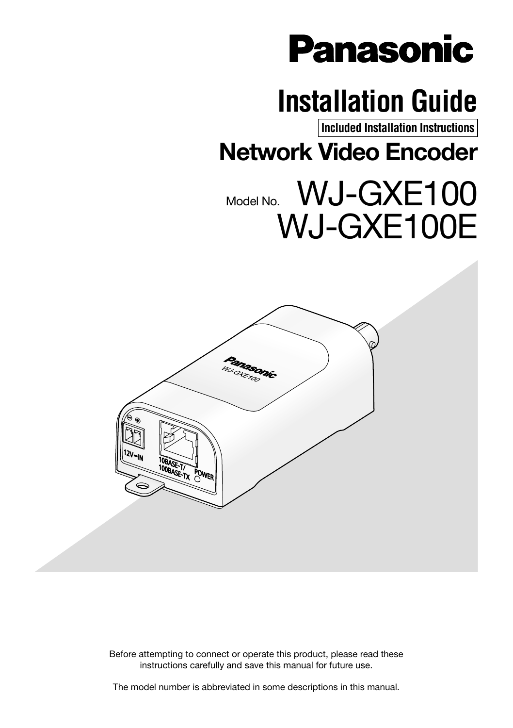Panasonic

# Installation Guide

**Included Installation Instructions**

## Network Video Encoder

Model No. WJ-GXE100
WJ-GXE100E

Before attempting to connect or operate this product, please read these instructions carefully and save this manual for future use.

The model number is abbreviated in some descriptions in this manual.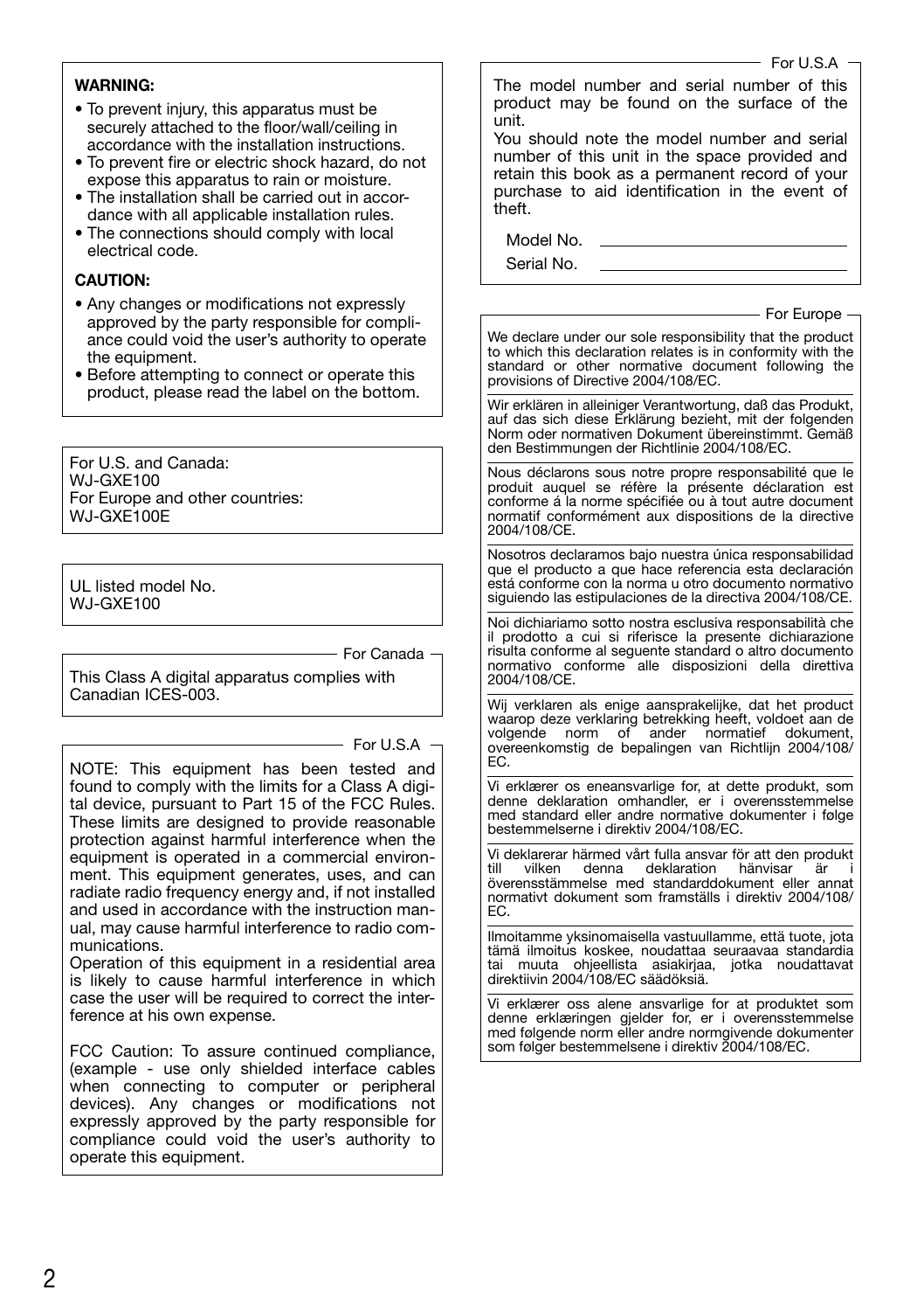**WARNING:**

- To prevent injury, this apparatus must be securely attached to the floor/wall/ceiling in accordance with the installation instructions.
- To prevent fire or electric shock hazard, do not expose this apparatus to rain or moisture.
- The installation shall be carried out in accordance with all applicable installation rules.
- The connections should comply with local electrical code.

**CAUTION:**

- Any changes or modifications not expressly approved by the party responsible for compliance could void the user's authority to operate the equipment.
- Before attempting to connect or operate this product, please read the label on the bottom.

For U.S. and Canada:
WJ-GXE100
For Europe and other countries:
WJ-GXE100E

UL listed model No.
WJ-GXE100

For Canada

This Class A digital apparatus complies with Canadian ICES-003.

For U.S.A

NOTE: This equipment has been tested and found to comply with the limits for a Class A digital device, pursuant to Part 15 of the FCC Rules. These limits are designed to provide reasonable protection against harmful interference when the equipment is operated in a commercial environment. This equipment generates, uses, and can radiate radio frequency energy and, if not installed and used in accordance with the instruction manual, may cause harmful interference to radio communications.
Operation of this equipment in a residential area is likely to cause harmful interference in which case the user will be required to correct the interference at his own expense.

FCC Caution: To assure continued compliance, (example - use only shielded interface cables when connecting to computer or peripheral devices). Any changes or modifications not expressly approved by the party responsible for compliance could void the user's authority to operate this equipment.

For U.S.A

The model number and serial number of this product may be found on the surface of the unit.
You should note the model number and serial number of this unit in the space provided and retain this book as a permanent record of your purchase to aid identification in the event of theft.

Model No. ______________________

Serial No. ______________________

For Europe

We declare under our sole responsibility that the product to which this declaration relates is in conformity with the standard or other normative document following the provisions of Directive 2004/108/EC.

Wir erklären in alleiniger Verantwortung, daß das Produkt, auf das sich diese Erklärung bezieht, mit der folgenden Norm oder normativen Dokument übereinstimmt. Gemäß den Bestimmungen der Richtlinie 2004/108/EC.

Nous déclarons sous notre propre responsabilité que le produit auquel se réfère la présente déclaration est conforme á la norme spécifiée ou à tout autre document normatif conformément aux dispositions de la directive 2004/108/CE.

Nosotros declaramos bajo nuestra única responsabilidad que el producto a que hace referencia esta declaración está conforme con la norma u otro documento normativo siguiendo las estipulaciones de la directiva 2004/108/CE.

Noi dichiariamo sotto nostra esclusiva responsabilità che il prodotto a cui si riferisce la presente dichiarazione risulta conforme al seguente standard o altro documento normativo conforme alle disposizioni della direttiva 2004/108/CE.

Wij verklaren als enige aansprakelijke, dat het product waarop deze verklaring betrekking heeft, voldoet aan de volgende norm of ander normatief dokument, overeenkomstig de bepalingen van Richtlijn 2004/108/EC.

Vi erklærer os eneansvarlige for, at dette produkt, som denne deklaration omhandler, er i overensstemmelse med standard eller andre normative dokumenter i følge bestemmelserne i direktiv 2004/108/EC.

Vi deklarerar härmed vårt fulla ansvar för att den produkt till vilken denna deklaration hänvisar är i överensstämmelse med standarddokument eller annat normativt dokument som framställs i direktiv 2004/108/EC.

Ilmoitamme yksinomaisella vastuullamme, että tuote, jota tämä ilmoitus koskee, noudattaa seuraavaa standardia tai muuta ohjeellista asiakirjaa, jotka noudattavat direktiivin 2004/108/EC säädöksiä.

Vi erklærer oss alene ansvarlige for at produktet som denne erklæringen gjelder for, er i overensstemmelse med følgende norm eller andre normgivende dokumenter som følger bestemmelsene i direktiv 2004/108/EC.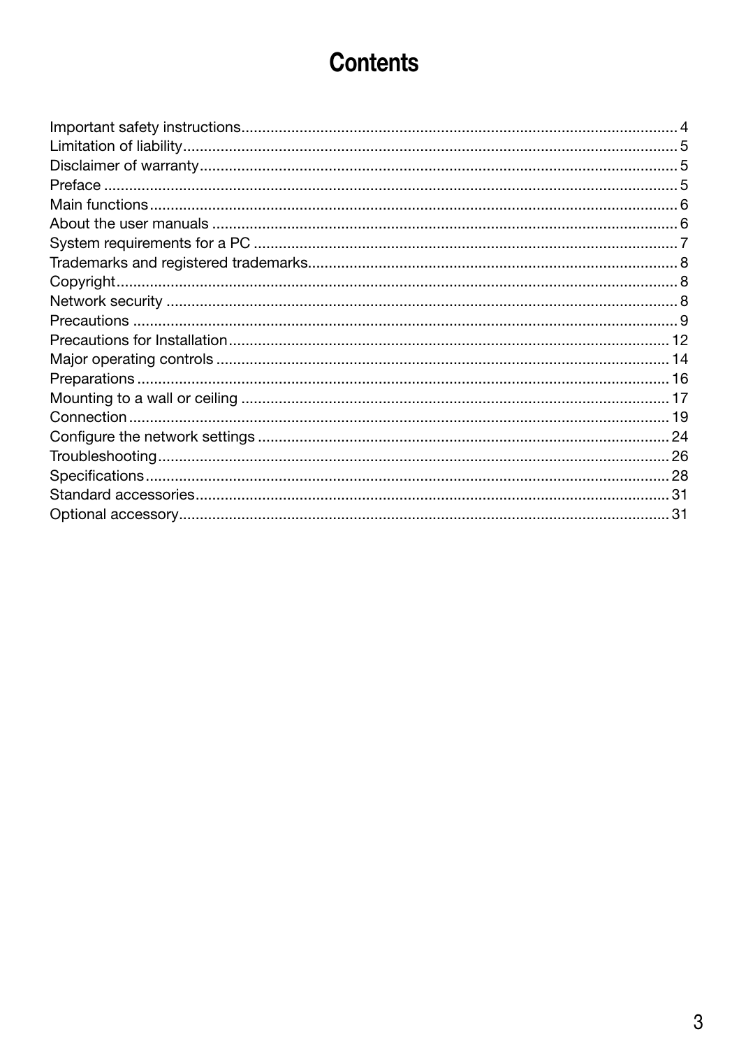# Contents

Important safety instructions....................................................................................................... 4
Limitation of liability..................................................................................................................... 5
Disclaimer of warranty................................................................................................................. 5
Preface ........................................................................................................................................ 5
Main functions.............................................................................................................................. 6
About the user manuals .............................................................................................................. 6
System requirements for a PC .................................................................................................... 7
Trademarks and registered trademarks....................................................................................... 8
Copyright..................................................................................................................................... 8
Network security ......................................................................................................................... 8
Precautions ................................................................................................................................. 9
Precautions for Installation......................................................................................................... 12
Major operating controls ............................................................................................................ 14
Preparations ............................................................................................................................... 16
Mounting to a wall or ceiling ...................................................................................................... 17
Connection ................................................................................................................................. 19
Configure the network settings .................................................................................................. 24
Troubleshooting.......................................................................................................................... 26
Specifications............................................................................................................................. 28
Standard accessories................................................................................................................. 31
Optional accessory..................................................................................................................... 31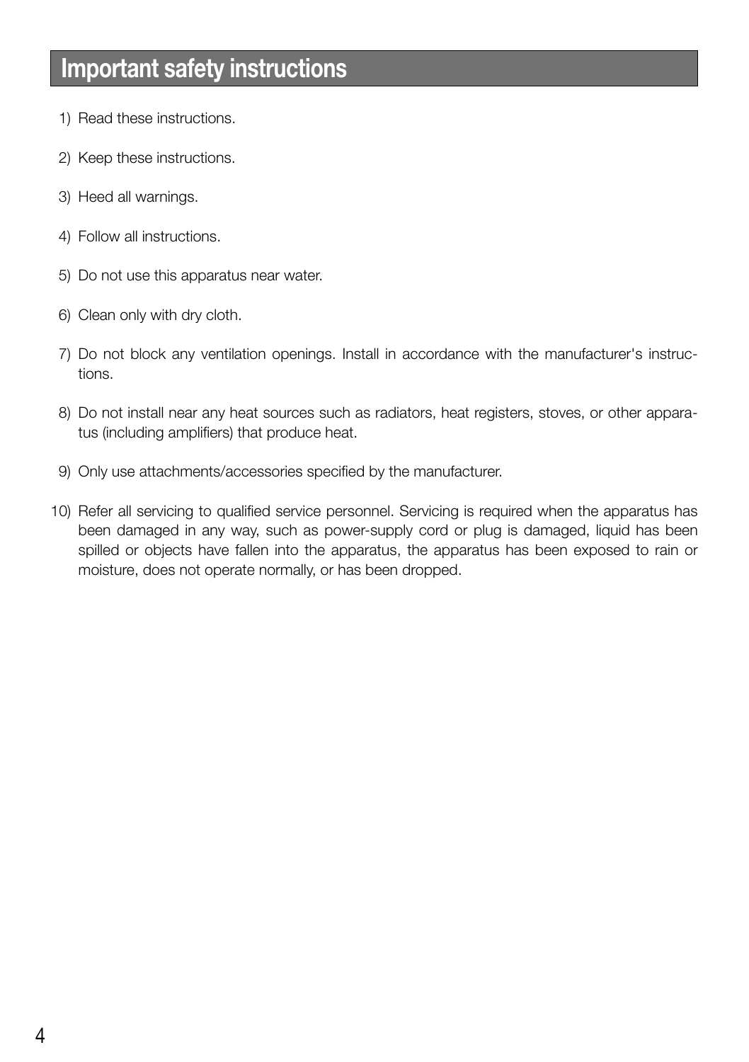# Important safety instructions

1) Read these instructions.

2) Keep these instructions.

3) Heed all warnings.

4) Follow all instructions.

5) Do not use this apparatus near water.

6) Clean only with dry cloth.

7) Do not block any ventilation openings. Install in accordance with the manufacturer's instructions.

8) Do not install near any heat sources such as radiators, heat registers, stoves, or other apparatus (including amplifiers) that produce heat.

9) Only use attachments/accessories specified by the manufacturer.

10) Refer all servicing to qualified service personnel. Servicing is required when the apparatus has been damaged in any way, such as power-supply cord or plug is damaged, liquid has been spilled or objects have fallen into the apparatus, the apparatus has been exposed to rain or moisture, does not operate normally, or has been dropped.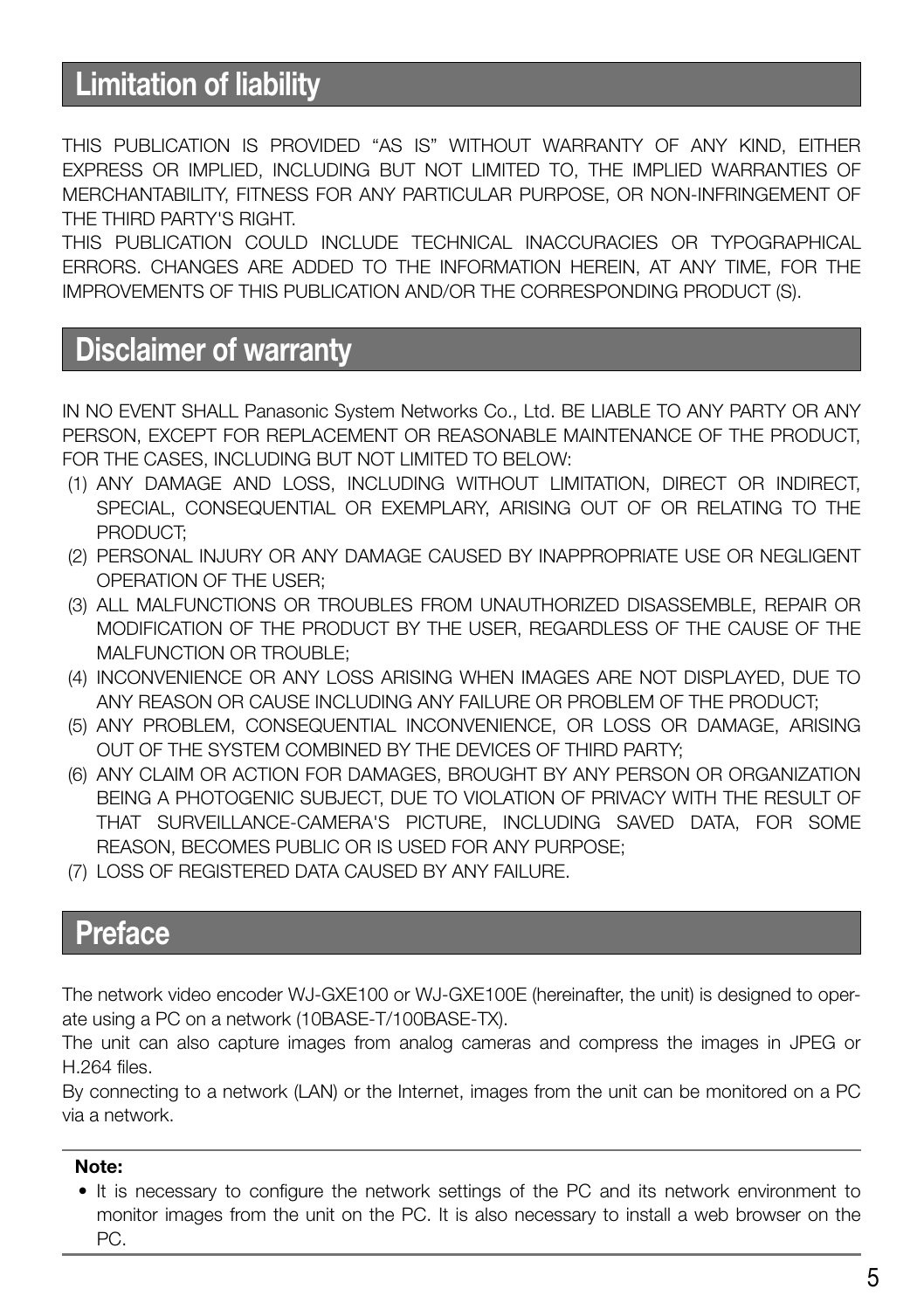## Limitation of liability

THIS PUBLICATION IS PROVIDED "AS IS" WITHOUT WARRANTY OF ANY KIND, EITHER EXPRESS OR IMPLIED, INCLUDING BUT NOT LIMITED TO, THE IMPLIED WARRANTIES OF MERCHANTABILITY, FITNESS FOR ANY PARTICULAR PURPOSE, OR NON-INFRINGEMENT OF THE THIRD PARTY'S RIGHT.
THIS PUBLICATION COULD INCLUDE TECHNICAL INACCURACIES OR TYPOGRAPHICAL ERRORS. CHANGES ARE ADDED TO THE INFORMATION HEREIN, AT ANY TIME, FOR THE IMPROVEMENTS OF THIS PUBLICATION AND/OR THE CORRESPONDING PRODUCT (S).

## Disclaimer of warranty

IN NO EVENT SHALL Panasonic System Networks Co., Ltd. BE LIABLE TO ANY PARTY OR ANY PERSON, EXCEPT FOR REPLACEMENT OR REASONABLE MAINTENANCE OF THE PRODUCT, FOR THE CASES, INCLUDING BUT NOT LIMITED TO BELOW:

(1) ANY DAMAGE AND LOSS, INCLUDING WITHOUT LIMITATION, DIRECT OR INDIRECT, SPECIAL, CONSEQUENTIAL OR EXEMPLARY, ARISING OUT OF OR RELATING TO THE PRODUCT;
(2) PERSONAL INJURY OR ANY DAMAGE CAUSED BY INAPPROPRIATE USE OR NEGLIGENT OPERATION OF THE USER;
(3) ALL MALFUNCTIONS OR TROUBLES FROM UNAUTHORIZED DISASSEMBLE, REPAIR OR MODIFICATION OF THE PRODUCT BY THE USER, REGARDLESS OF THE CAUSE OF THE MALFUNCTION OR TROUBLE;
(4) INCONVENIENCE OR ANY LOSS ARISING WHEN IMAGES ARE NOT DISPLAYED, DUE TO ANY REASON OR CAUSE INCLUDING ANY FAILURE OR PROBLEM OF THE PRODUCT;
(5) ANY PROBLEM, CONSEQUENTIAL INCONVENIENCE, OR LOSS OR DAMAGE, ARISING OUT OF THE SYSTEM COMBINED BY THE DEVICES OF THIRD PARTY;
(6) ANY CLAIM OR ACTION FOR DAMAGES, BROUGHT BY ANY PERSON OR ORGANIZATION BEING A PHOTOGENIC SUBJECT, DUE TO VIOLATION OF PRIVACY WITH THE RESULT OF THAT SURVEILLANCE-CAMERA'S PICTURE, INCLUDING SAVED DATA, FOR SOME REASON, BECOMES PUBLIC OR IS USED FOR ANY PURPOSE;
(7) LOSS OF REGISTERED DATA CAUSED BY ANY FAILURE.

## Preface

The network video encoder WJ-GXE100 or WJ-GXE100E (hereinafter, the unit) is designed to operate using a PC on a network (10BASE-T/100BASE-TX).
The unit can also capture images from analog cameras and compress the images in JPEG or H.264 files.
By connecting to a network (LAN) or the Internet, images from the unit can be monitored on a PC via a network.

**Note:**

- It is necessary to configure the network settings of the PC and its network environment to monitor images from the unit on the PC. It is also necessary to install a web browser on the PC.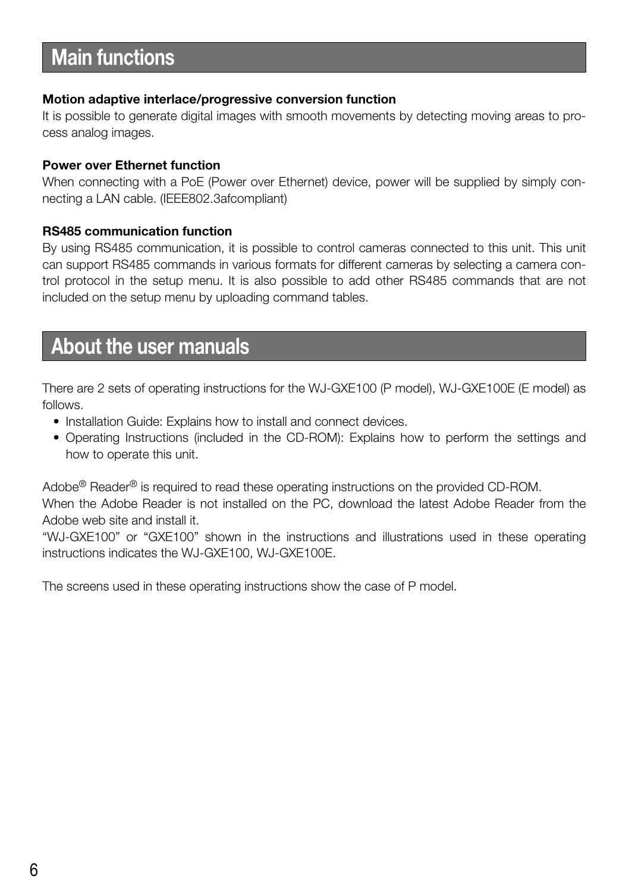## Main functions

**Motion adaptive interlace/progressive conversion function**

It is possible to generate digital images with smooth movements by detecting moving areas to process analog images.

**Power over Ethernet function**

When connecting with a PoE (Power over Ethernet) device, power will be supplied by simply connecting a LAN cable. (IEEE802.3afcompliant)

**RS485 communication function**

By using RS485 communication, it is possible to control cameras connected to this unit. This unit can support RS485 commands in various formats for different cameras by selecting a camera control protocol in the setup menu. It is also possible to add other RS485 commands that are not included on the setup menu by uploading command tables.

## About the user manuals

There are 2 sets of operating instructions for the WJ-GXE100 (P model), WJ-GXE100E (E model) as follows.

- Installation Guide: Explains how to install and connect devices.
- Operating Instructions (included in the CD-ROM): Explains how to perform the settings and how to operate this unit.

Adobe® Reader® is required to read these operating instructions on the provided CD-ROM.
When the Adobe Reader is not installed on the PC, download the latest Adobe Reader from the Adobe web site and install it.
"WJ-GXE100" or "GXE100" shown in the instructions and illustrations used in these operating instructions indicates the WJ-GXE100, WJ-GXE100E.

The screens used in these operating instructions show the case of P model.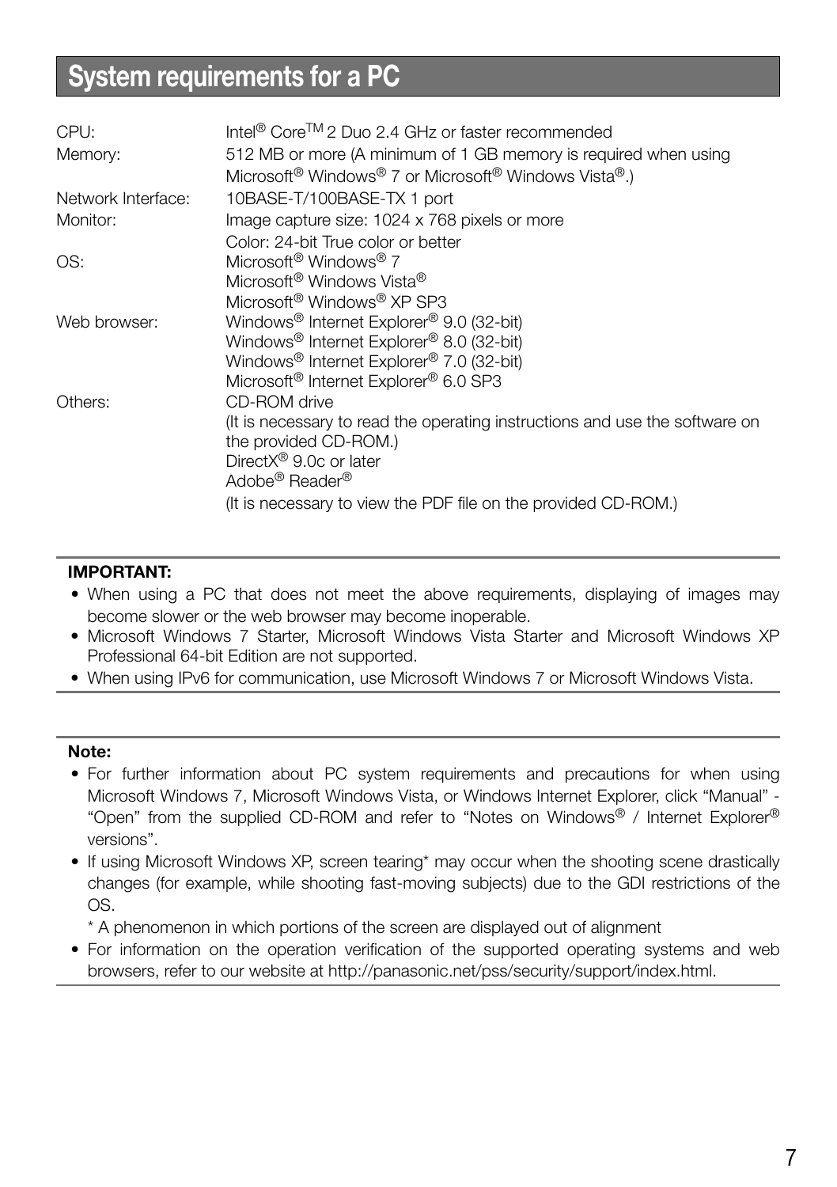## System requirements for a PC

| | |
|---|---|
| CPU: | Intel® Core™ 2 Duo 2.4 GHz or faster recommended |
| Memory: | 512 MB or more (A minimum of 1 GB memory is required when using Microsoft® Windows® 7 or Microsoft® Windows Vista®.) |
| Network Interface: | 10BASE-T/100BASE-TX 1 port |
| Monitor: | Image capture size: 1024 x 768 pixels or more<br>Color: 24-bit True color or better |
| OS: | Microsoft® Windows® 7<br>Microsoft® Windows Vista®<br>Microsoft® Windows® XP SP3 |
| Web browser: | Windows® Internet Explorer® 9.0 (32-bit)<br>Windows® Internet Explorer® 8.0 (32-bit)<br>Windows® Internet Explorer® 7.0 (32-bit)<br>Microsoft® Internet Explorer® 6.0 SP3 |
| Others: | CD-ROM drive<br>(It is necessary to read the operating instructions and use the software on the provided CD-ROM.)<br>DirectX® 9.0c or later<br>Adobe® Reader®<br>(It is necessary to view the PDF file on the provided CD-ROM.) |

**IMPORTANT:**

- When using a PC that does not meet the above requirements, displaying of images may become slower or the web browser may become inoperable.
- Microsoft Windows 7 Starter, Microsoft Windows Vista Starter and Microsoft Windows XP Professional 64-bit Edition are not supported.
- When using IPv6 for communication, use Microsoft Windows 7 or Microsoft Windows Vista.

**Note:**

- For further information about PC system requirements and precautions for when using Microsoft Windows 7, Microsoft Windows Vista, or Windows Internet Explorer, click "Manual" - "Open" from the supplied CD-ROM and refer to "Notes on Windows® / Internet Explorer® versions".
- If using Microsoft Windows XP, screen tearing* may occur when the shooting scene drastically changes (for example, while shooting fast-moving subjects) due to the GDI restrictions of the OS.

  * A phenomenon in which portions of the screen are displayed out of alignment
- For information on the operation verification of the supported operating systems and web browsers, refer to our website at http://panasonic.net/pss/security/support/index.html.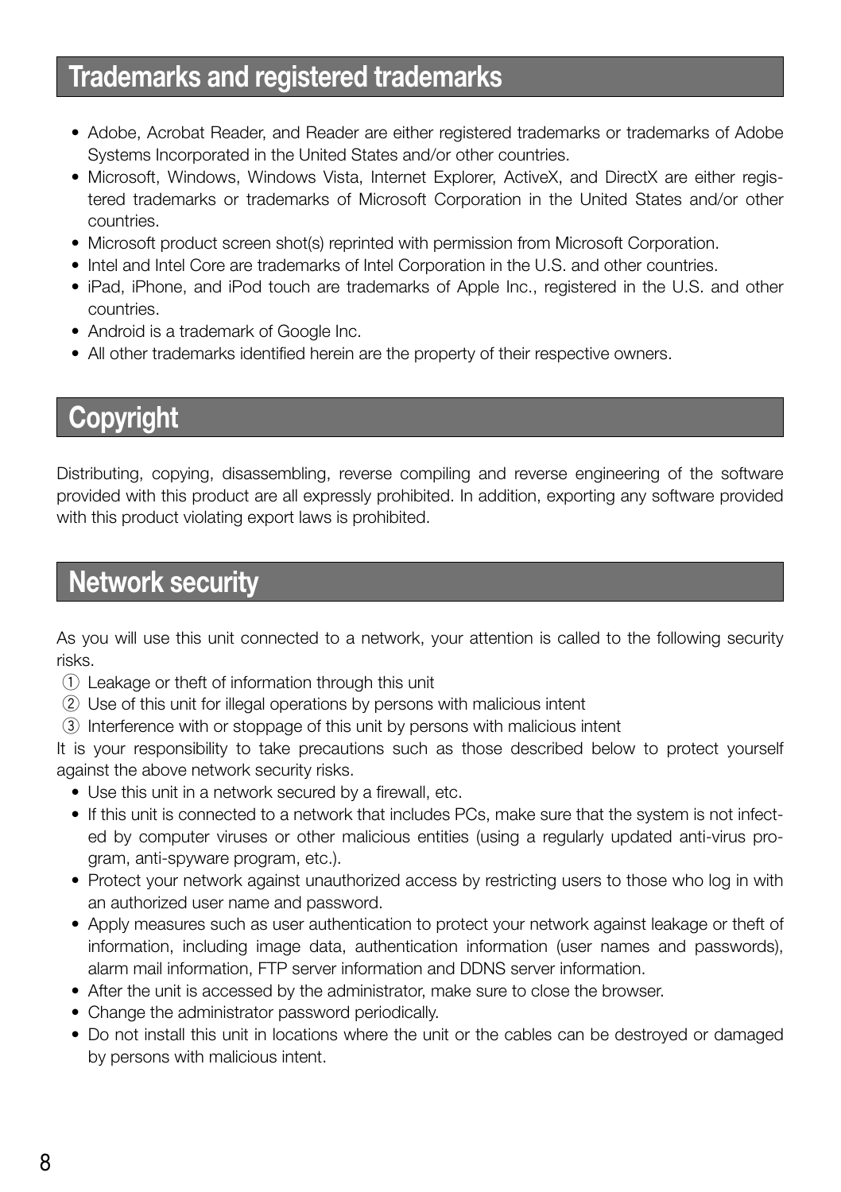## Trademarks and registered trademarks

- Adobe, Acrobat Reader, and Reader are either registered trademarks or trademarks of Adobe Systems Incorporated in the United States and/or other countries.
- Microsoft, Windows, Windows Vista, Internet Explorer, ActiveX, and DirectX are either registered trademarks or trademarks of Microsoft Corporation in the United States and/or other countries.
- Microsoft product screen shot(s) reprinted with permission from Microsoft Corporation.
- Intel and Intel Core are trademarks of Intel Corporation in the U.S. and other countries.
- iPad, iPhone, and iPod touch are trademarks of Apple Inc., registered in the U.S. and other countries.
- Android is a trademark of Google Inc.
- All other trademarks identified herein are the property of their respective owners.

## Copyright

Distributing, copying, disassembling, reverse compiling and reverse engineering of the software provided with this product are all expressly prohibited. In addition, exporting any software provided with this product violating export laws is prohibited.

## Network security

As you will use this unit connected to a network, your attention is called to the following security risks.

① Leakage or theft of information through this unit
② Use of this unit for illegal operations by persons with malicious intent
③ Interference with or stoppage of this unit by persons with malicious intent

It is your responsibility to take precautions such as those described below to protect yourself against the above network security risks.

- Use this unit in a network secured by a firewall, etc.
- If this unit is connected to a network that includes PCs, make sure that the system is not infected by computer viruses or other malicious entities (using a regularly updated anti-virus program, anti-spyware program, etc.).
- Protect your network against unauthorized access by restricting users to those who log in with an authorized user name and password.
- Apply measures such as user authentication to protect your network against leakage or theft of information, including image data, authentication information (user names and passwords), alarm mail information, FTP server information and DDNS server information.
- After the unit is accessed by the administrator, make sure to close the browser.
- Change the administrator password periodically.
- Do not install this unit in locations where the unit or the cables can be destroyed or damaged by persons with malicious intent.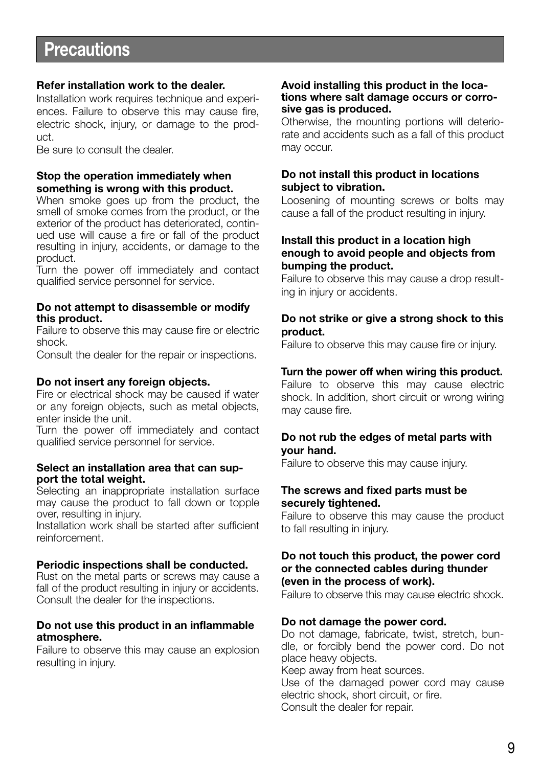# Precautions

**Refer installation work to the dealer.**

Installation work requires technique and experiences. Failure to observe this may cause fire, electric shock, injury, or damage to the product.

Be sure to consult the dealer.

**Stop the operation immediately when something is wrong with this product.**

When smoke goes up from the product, the smell of smoke comes from the product, or the exterior of the product has deteriorated, continued use will cause a fire or fall of the product resulting in injury, accidents, or damage to the product.

Turn the power off immediately and contact qualified service personnel for service.

**Do not attempt to disassemble or modify this product.**

Failure to observe this may cause fire or electric shock.

Consult the dealer for the repair or inspections.

**Do not insert any foreign objects.**

Fire or electrical shock may be caused if water or any foreign objects, such as metal objects, enter inside the unit.

Turn the power off immediately and contact qualified service personnel for service.

**Select an installation area that can support the total weight.**

Selecting an inappropriate installation surface may cause the product to fall down or topple over, resulting in injury.

Installation work shall be started after sufficient reinforcement.

**Periodic inspections shall be conducted.**

Rust on the metal parts or screws may cause a fall of the product resulting in injury or accidents.

Consult the dealer for the inspections.

**Do not use this product in an inflammable atmosphere.**

Failure to observe this may cause an explosion resulting in injury.

**Avoid installing this product in the locations where salt damage occurs or corrosive gas is produced.**

Otherwise, the mounting portions will deteriorate and accidents such as a fall of this product may occur.

**Do not install this product in locations subject to vibration.**

Loosening of mounting screws or bolts may cause a fall of the product resulting in injury.

**Install this product in a location high enough to avoid people and objects from bumping the product.**

Failure to observe this may cause a drop resulting in injury or accidents.

**Do not strike or give a strong shock to this product.**

Failure to observe this may cause fire or injury.

**Turn the power off when wiring this product.**

Failure to observe this may cause electric shock. In addition, short circuit or wrong wiring may cause fire.

**Do not rub the edges of metal parts with your hand.**

Failure to observe this may cause injury.

**The screws and fixed parts must be securely tightened.**

Failure to observe this may cause the product to fall resulting in injury.

**Do not touch this product, the power cord or the connected cables during thunder (even in the process of work).**

Failure to observe this may cause electric shock.

**Do not damage the power cord.**

Do not damage, fabricate, twist, stretch, bundle, or forcibly bend the power cord. Do not place heavy objects.

Keep away from heat sources.

Use of the damaged power cord may cause electric shock, short circuit, or fire.

Consult the dealer for repair.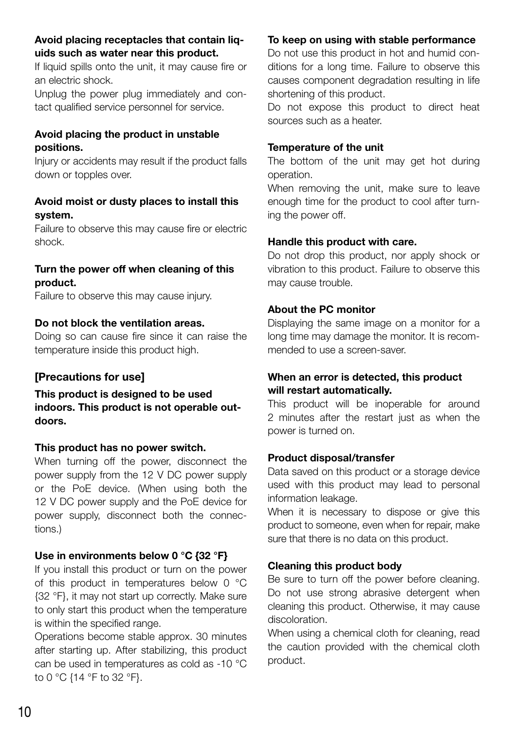**Avoid placing receptacles that contain liquids such as water near this product.**

If liquid spills onto the unit, it may cause fire or an electric shock.

Unplug the power plug immediately and contact qualified service personnel for service.

**Avoid placing the product in unstable positions.**

Injury or accidents may result if the product falls down or topples over.

**Avoid moist or dusty places to install this system.**

Failure to observe this may cause fire or electric shock.

**Turn the power off when cleaning of this product.**

Failure to observe this may cause injury.

**Do not block the ventilation areas.**

Doing so can cause fire since it can raise the temperature inside this product high.

## [Precautions for use]

**This product is designed to be used indoors. This product is not operable outdoors.**

**This product has no power switch.**

When turning off the power, disconnect the power supply from the 12 V DC power supply or the PoE device. (When using both the 12 V DC power supply and the PoE device for power supply, disconnect both the connections.)

**Use in environments below 0 °C {32 °F}**

If you install this product or turn on the power of this product in temperatures below 0 °C {32 °F}, it may not start up correctly. Make sure to only start this product when the temperature is within the specified range.

Operations become stable approx. 30 minutes after starting up. After stabilizing, this product can be used in temperatures as cold as -10 °C to 0 °C {14 °F to 32 °F}.

**To keep on using with stable performance**

Do not use this product in hot and humid conditions for a long time. Failure to observe this causes component degradation resulting in life shortening of this product.

Do not expose this product to direct heat sources such as a heater.

**Temperature of the unit**

The bottom of the unit may get hot during operation.

When removing the unit, make sure to leave enough time for the product to cool after turning the power off.

**Handle this product with care.**

Do not drop this product, nor apply shock or vibration to this product. Failure to observe this may cause trouble.

**About the PC monitor**

Displaying the same image on a monitor for a long time may damage the monitor. It is recommended to use a screen-saver.

**When an error is detected, this product will restart automatically.**

This product will be inoperable for around 2 minutes after the restart just as when the power is turned on.

**Product disposal/transfer**

Data saved on this product or a storage device used with this product may lead to personal information leakage.

When it is necessary to dispose or give this product to someone, even when for repair, make sure that there is no data on this product.

**Cleaning this product body**

Be sure to turn off the power before cleaning. Do not use strong abrasive detergent when cleaning this product. Otherwise, it may cause discoloration.

When using a chemical cloth for cleaning, read the caution provided with the chemical cloth product.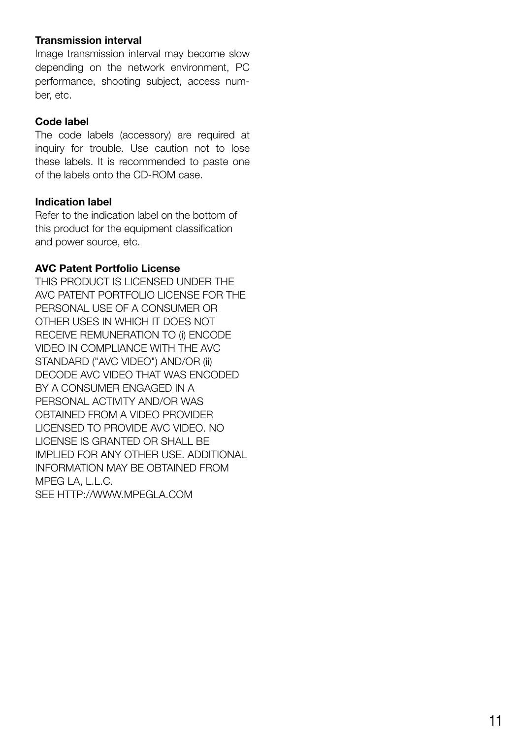**Transmission interval**

Image transmission interval may become slow depending on the network environment, PC performance, shooting subject, access number, etc.

**Code label**

The code labels (accessory) are required at inquiry for trouble. Use caution not to lose these labels. It is recommended to paste one of the labels onto the CD-ROM case.

**Indication label**

Refer to the indication label on the bottom of this product for the equipment classification and power source, etc.

**AVC Patent Portfolio License**

THIS PRODUCT IS LICENSED UNDER THE AVC PATENT PORTFOLIO LICENSE FOR THE PERSONAL USE OF A CONSUMER OR OTHER USES IN WHICH IT DOES NOT RECEIVE REMUNERATION TO (i) ENCODE VIDEO IN COMPLIANCE WITH THE AVC STANDARD ("AVC VIDEO") AND/OR (ii) DECODE AVC VIDEO THAT WAS ENCODED BY A CONSUMER ENGAGED IN A PERSONAL ACTIVITY AND/OR WAS OBTAINED FROM A VIDEO PROVIDER LICENSED TO PROVIDE AVC VIDEO. NO LICENSE IS GRANTED OR SHALL BE IMPLIED FOR ANY OTHER USE. ADDITIONAL INFORMATION MAY BE OBTAINED FROM MPEG LA, L.L.C.
SEE HTTP://WWW.MPEGLA.COM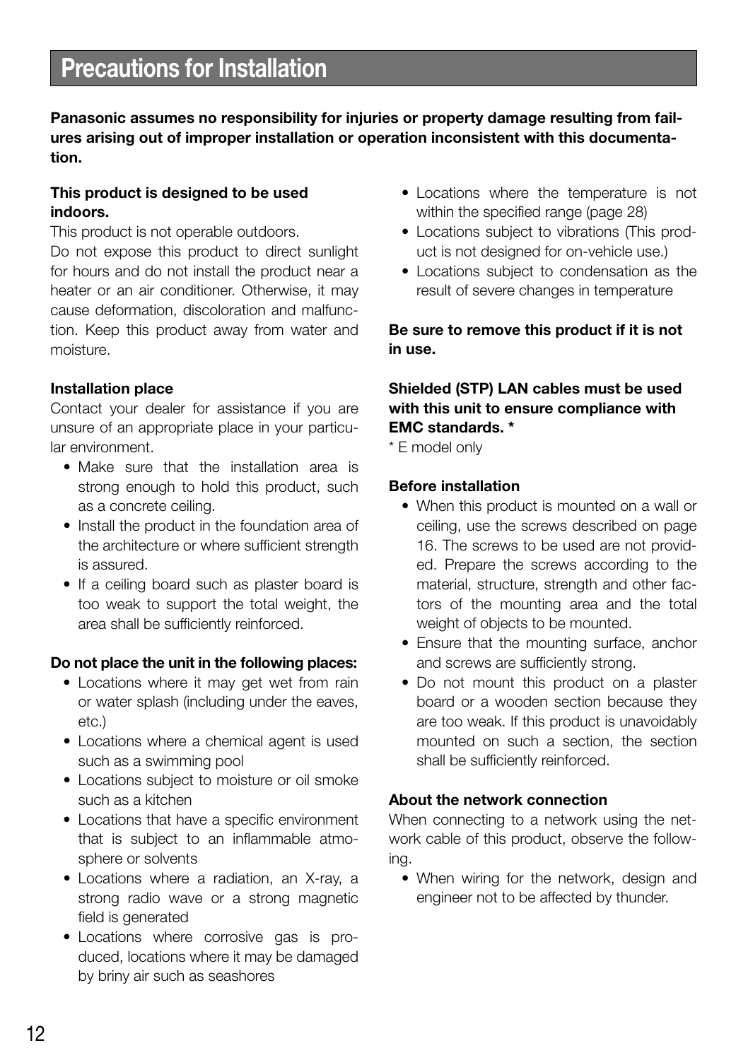# Precautions for Installation

**Panasonic assumes no responsibility for injuries or property damage resulting from failures arising out of improper installation or operation inconsistent with this documentation.**

**This product is designed to be used indoors.**

This product is not operable outdoors.

Do not expose this product to direct sunlight for hours and do not install the product near a heater or an air conditioner. Otherwise, it may cause deformation, discoloration and malfunction. Keep this product away from water and moisture.

**Installation place**

Contact your dealer for assistance if you are unsure of an appropriate place in your particular environment.

- Make sure that the installation area is strong enough to hold this product, such as a concrete ceiling.
- Install the product in the foundation area of the architecture or where sufficient strength is assured.
- If a ceiling board such as plaster board is too weak to support the total weight, the area shall be sufficiently reinforced.

**Do not place the unit in the following places:**

- Locations where it may get wet from rain or water splash (including under the eaves, etc.)
- Locations where a chemical agent is used such as a swimming pool
- Locations subject to moisture or oil smoke such as a kitchen
- Locations that have a specific environment that is subject to an inflammable atmosphere or solvents
- Locations where a radiation, an X-ray, a strong radio wave or a strong magnetic field is generated
- Locations where corrosive gas is produced, locations where it may be damaged by briny air such as seashores
- Locations where the temperature is not within the specified range (page 28)
- Locations subject to vibrations (This product is not designed for on-vehicle use.)
- Locations subject to condensation as the result of severe changes in temperature

**Be sure to remove this product if it is not in use.**

**Shielded (STP) LAN cables must be used with this unit to ensure compliance with EMC standards. ***

* E model only

**Before installation**

- When this product is mounted on a wall or ceiling, use the screws described on page 16. The screws to be used are not provided. Prepare the screws according to the material, structure, strength and other factors of the mounting area and the total weight of objects to be mounted.
- Ensure that the mounting surface, anchor and screws are sufficiently strong.
- Do not mount this product on a plaster board or a wooden section because they are too weak. If this product is unavoidably mounted on such a section, the section shall be sufficiently reinforced.

**About the network connection**

When connecting to a network using the network cable of this product, observe the following.

- When wiring for the network, design and engineer not to be affected by thunder.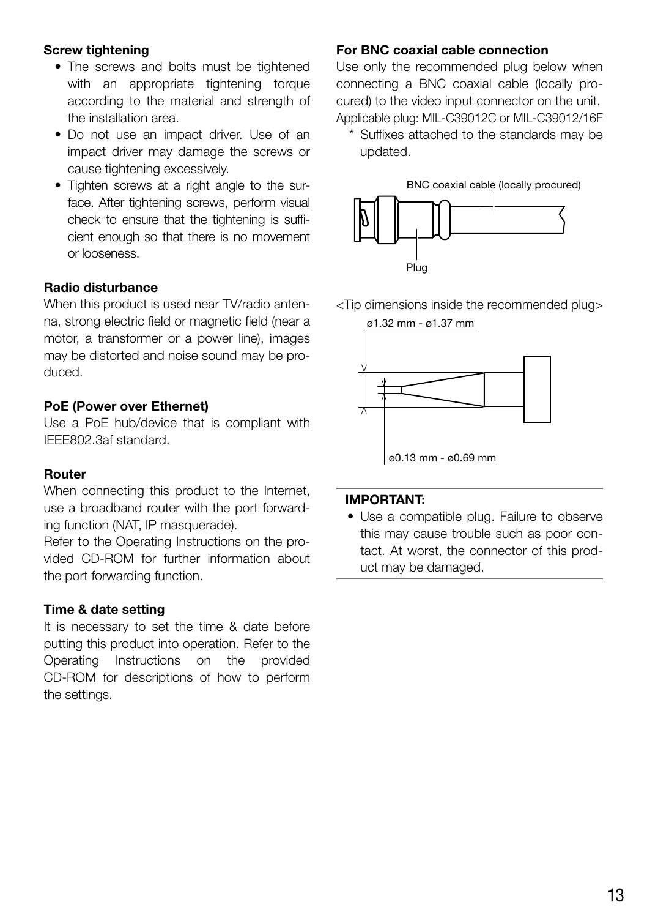**Screw tightening**

- The screws and bolts must be tightened with an appropriate tightening torque according to the material and strength of the installation area.
- Do not use an impact driver. Use of an impact driver may damage the screws or cause tightening excessively.
- Tighten screws at a right angle to the surface. After tightening screws, perform visual check to ensure that the tightening is sufficient enough so that there is no movement or looseness.

**Radio disturbance**

When this product is used near TV/radio antenna, strong electric field or magnetic field (near a motor, a transformer or a power line), images may be distorted and noise sound may be produced.

**PoE (Power over Ethernet)**

Use a PoE hub/device that is compliant with IEEE802.3af standard.

**Router**

When connecting this product to the Internet, use a broadband router with the port forwarding function (NAT, IP masquerade).

Refer to the Operating Instructions on the provided CD-ROM for further information about the port forwarding function.

**Time & date setting**

It is necessary to set the time & date before putting this product into operation. Refer to the Operating Instructions on the provided CD-ROM for descriptions of how to perform the settings.

**For BNC coaxial cable connection**

Use only the recommended plug below when connecting a BNC coaxial cable (locally procured) to the video input connector on the unit.

Applicable plug: MIL-C39012C or MIL-C39012/16F

* Suffixes attached to the standards may be updated.

BNC coaxial cable (locally procured)

Plug

<Tip dimensions inside the recommended plug>

ø1.32 mm - ø1.37 mm

ø0.13 mm - ø0.69 mm

**IMPORTANT:**

- Use a compatible plug. Failure to observe this may cause trouble such as poor contact. At worst, the connector of this product may be damaged.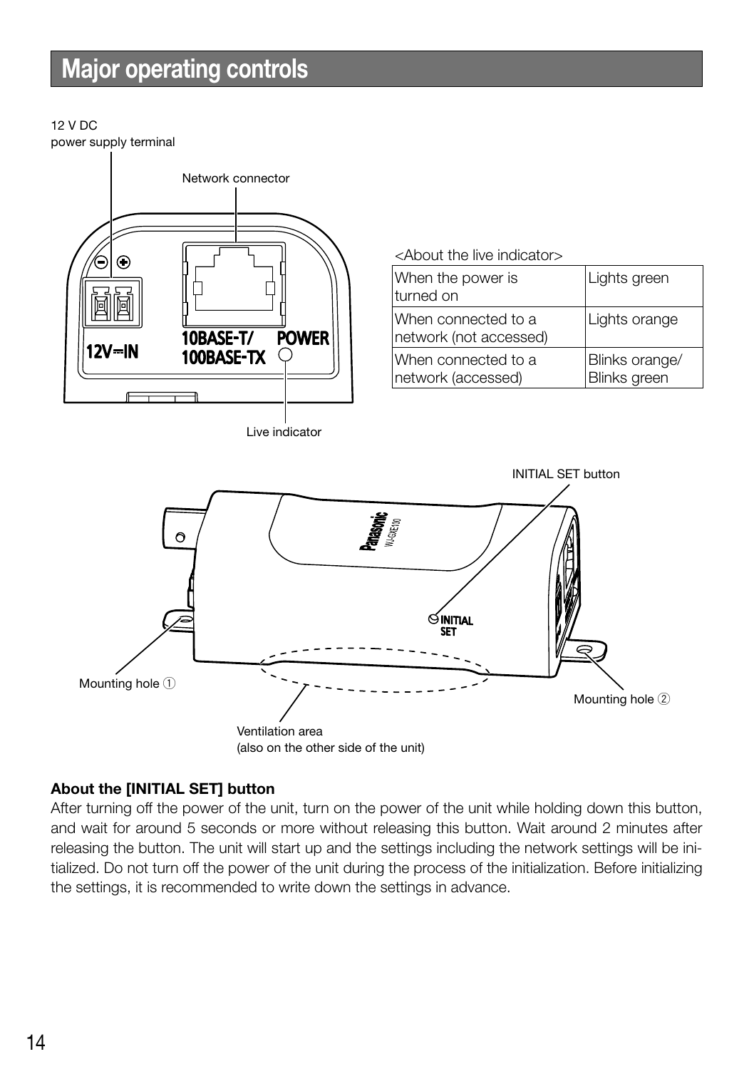# Major operating controls

12 V DC power supply terminal

Network connector

Live indicator

<About the live indicator>

| When the power is turned on | Lights green |
|---|---|
| When connected to a network (not accessed) | Lights orange |
| When connected to a network (accessed) | Blinks orange/ Blinks green |

INITIAL SET button

Mounting hole ①

Mounting hole ②

Ventilation area
(also on the other side of the unit)

**About the [INITIAL SET] button**

After turning off the power of the unit, turn on the power of the unit while holding down this button, and wait for around 5 seconds or more without releasing this button. Wait around 2 minutes after releasing the button. The unit will start up and the settings including the network settings will be initialized. Do not turn off the power of the unit during the process of the initialization. Before initializing the settings, it is recommended to write down the settings in advance.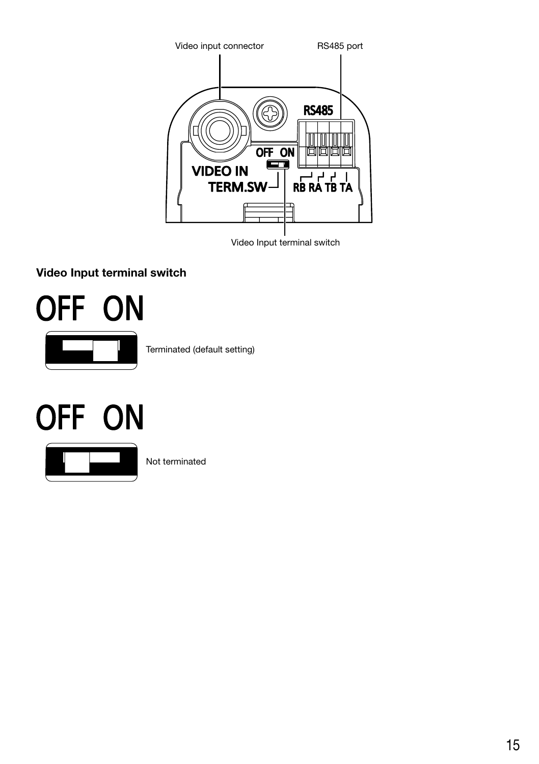Video input connector

RS485 port

Video Input terminal switch

**Video Input terminal switch**

OFF ON

Terminated (default setting)

OFF ON

Not terminated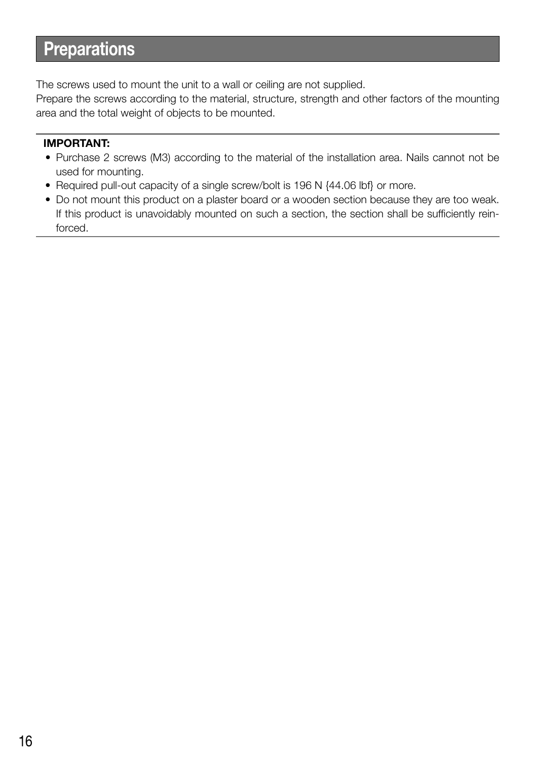# Preparations

The screws used to mount the unit to a wall or ceiling are not supplied.
Prepare the screws according to the material, structure, strength and other factors of the mounting area and the total weight of objects to be mounted.

**IMPORTANT:**

- Purchase 2 screws (M3) according to the material of the installation area. Nails cannot not be used for mounting.
- Required pull-out capacity of a single screw/bolt is 196 N {44.06 lbf} or more.
- Do not mount this product on a plaster board or a wooden section because they are too weak. If this product is unavoidably mounted on such a section, the section shall be sufficiently reinforced.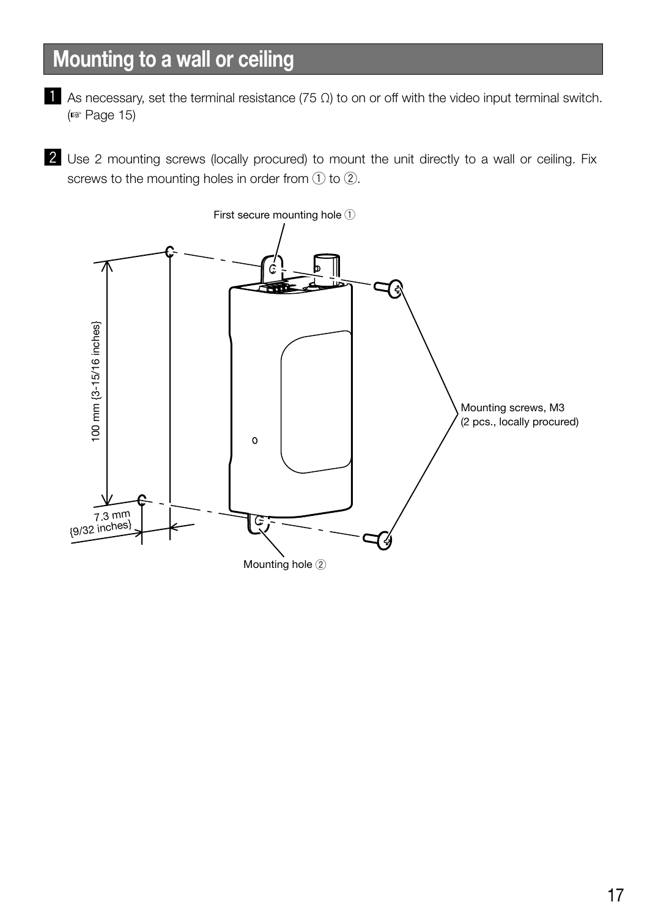## Mounting to a wall or ceiling

**1** As necessary, set the terminal resistance (75 Ω) to on or off with the video input terminal switch. (☞ Page 15)

**2** Use 2 mounting screws (locally procured) to mount the unit directly to a wall or ceiling. Fix screws to the mounting holes in order from ① to ②.

First secure mounting hole ①

100 mm {3-15/16 inches}

7.3 mm {9/32 inches}

Mounting screws, M3 (2 pcs., locally procured)

Mounting hole ②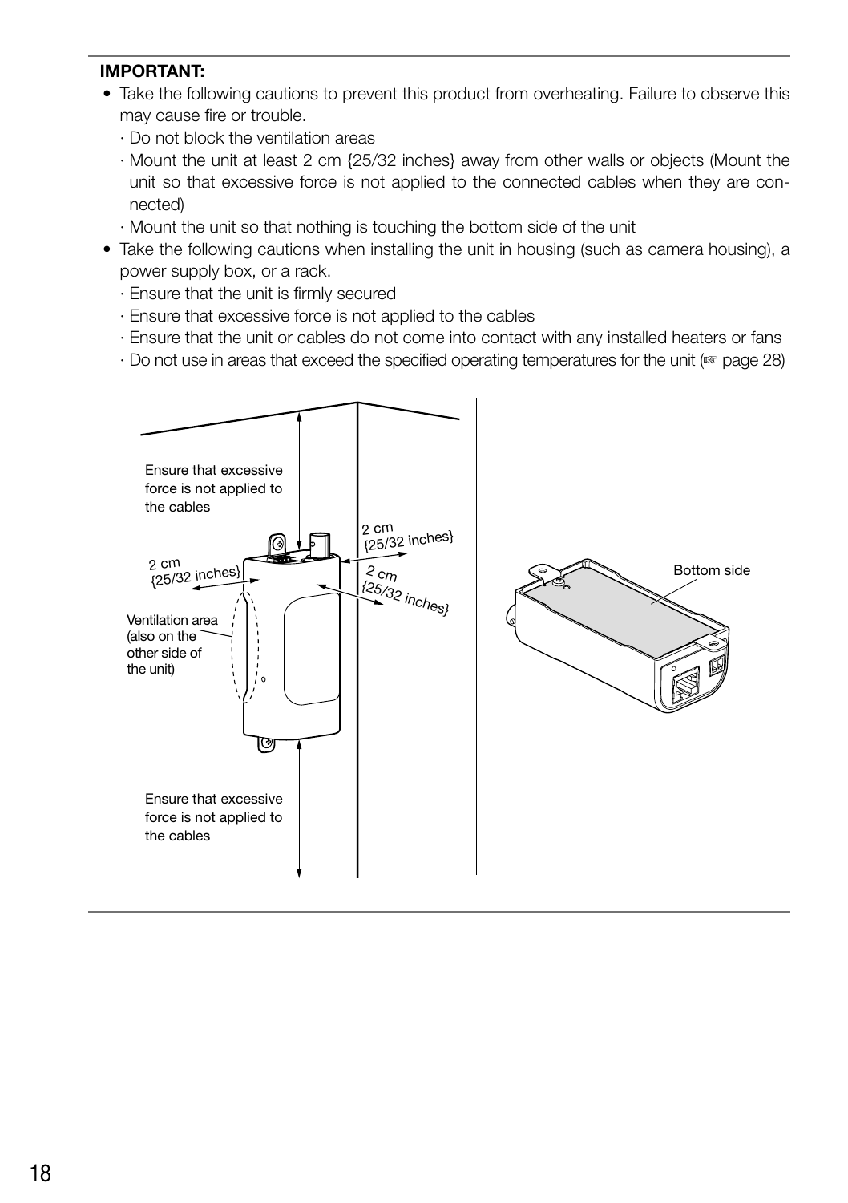**IMPORTANT:**

- Take the following cautions to prevent this product from overheating. Failure to observe this may cause fire or trouble.
  - · Do not block the ventilation areas
  - · Mount the unit at least 2 cm {25/32 inches} away from other walls or objects (Mount the unit so that excessive force is not applied to the connected cables when they are connected)
  - · Mount the unit so that nothing is touching the bottom side of the unit
- Take the following cautions when installing the unit in housing (such as camera housing), a power supply box, or a rack.
  - · Ensure that the unit is firmly secured
  - · Ensure that excessive force is not applied to the cables
  - · Ensure that the unit or cables do not come into contact with any installed heaters or fans
  - · Do not use in areas that exceed the specified operating temperatures for the unit (☞ page 28)

Ensure that excessive force is not applied to the cables

2 cm {25/32 inches}

2 cm {25/32 inches}

2 cm {25/32 inches}

Ventilation area (also on the other side of the unit)

Ensure that excessive force is not applied to the cables

Bottom side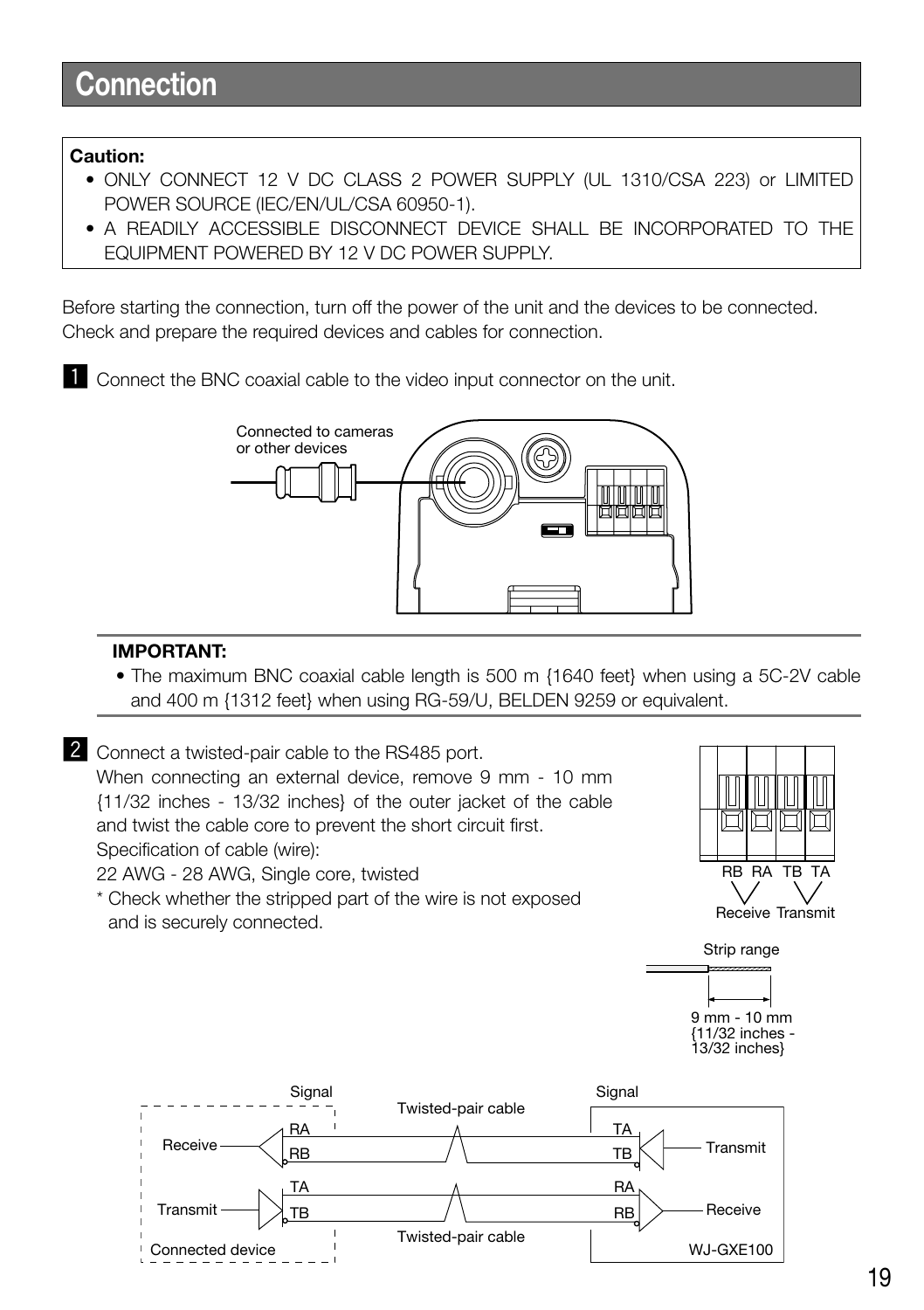# Connection

**Caution:**

- ONLY CONNECT 12 V DC CLASS 2 POWER SUPPLY (UL 1310/CSA 223) or LIMITED POWER SOURCE (IEC/EN/UL/CSA 60950-1).
- A READILY ACCESSIBLE DISCONNECT DEVICE SHALL BE INCORPORATED TO THE EQUIPMENT POWERED BY 12 V DC POWER SUPPLY.

Before starting the connection, turn off the power of the unit and the devices to be connected. Check and prepare the required devices and cables for connection.

**1** Connect the BNC coaxial cable to the video input connector on the unit.

Connected to cameras or other devices

**IMPORTANT:**

- The maximum BNC coaxial cable length is 500 m {1640 feet} when using a 5C-2V cable and 400 m {1312 feet} when using RG-59/U, BELDEN 9259 or equivalent.

**2** Connect a twisted-pair cable to the RS485 port.
When connecting an external device, remove 9 mm - 10 mm {11/32 inches - 13/32 inches} of the outer jacket of the cable and twist the cable core to prevent the short circuit first.
Specification of cable (wire):
22 AWG - 28 AWG, Single core, twisted
\* Check whether the stripped part of the wire is not exposed and is securely connected.

RB RA TB TA
Receive Transmit

Strip range
9 mm - 10 mm {11/32 inches - 13/32 inches}

| Connected device | Signal | Twisted-pair cable | Signal | WJ-GXE100 |
|---|---|---|---|---|
| Receive | RA / RB | Twisted-pair cable | TA / TB | Transmit |
| Transmit | TA / TB | Twisted-pair cable | RA / RB | Receive |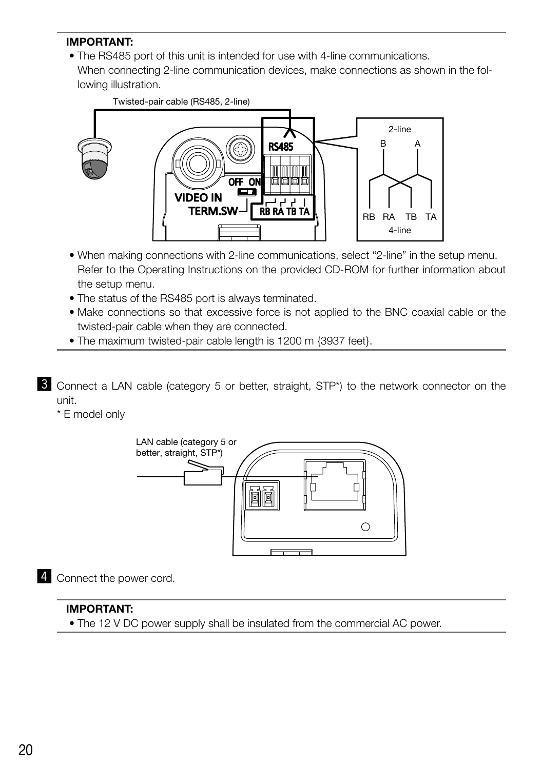**IMPORTANT:**

- The RS485 port of this unit is intended for use with 4-line communications. When connecting 2-line communication devices, make connections as shown in the following illustration.

- When making connections with 2-line communications, select “2-line” in the setup menu. Refer to the Operating Instructions on the provided CD-ROM for further information about the setup menu.
- The status of the RS485 port is always terminated.
- Make connections so that excessive force is not applied to the BNC coaxial cable or the twisted-pair cable when they are connected.
- The maximum twisted-pair cable length is 1200 m {3937 feet}.

3 Connect a LAN cable (category 5 or better, straight, STP*) to the network connector on the unit.

\* E model only

4 Connect the power cord.

**IMPORTANT:**

- The 12 V DC power supply shall be insulated from the commercial AC power.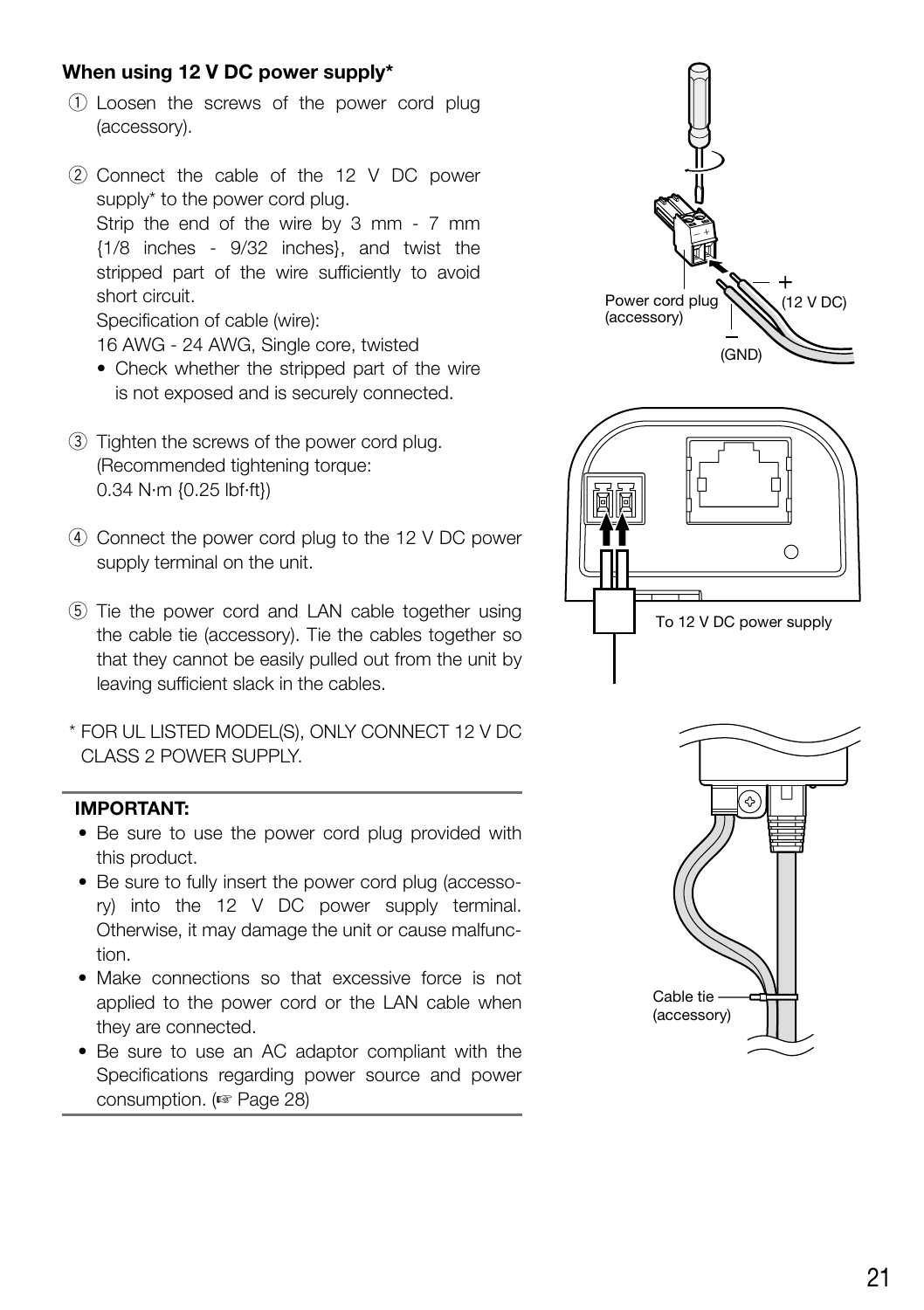**When using 12 V DC power supply***

① Loosen the screws of the power cord plug (accessory).

② Connect the cable of the 12 V DC power supply* to the power cord plug.
Strip the end of the wire by 3 mm - 7 mm {1/8 inches - 9/32 inches}, and twist the stripped part of the wire sufficiently to avoid short circuit.
Specification of cable (wire):
16 AWG - 24 AWG, Single core, twisted
- Check whether the stripped part of the wire is not exposed and is securely connected.

③ Tighten the screws of the power cord plug.
(Recommended tightening torque:
0.34 N·m {0.25 lbf·ft})

④ Connect the power cord plug to the 12 V DC power supply terminal on the unit.

⑤ Tie the power cord and LAN cable together using the cable tie (accessory). Tie the cables together so that they cannot be easily pulled out from the unit by leaving sufficient slack in the cables.

\* FOR UL LISTED MODEL(S), ONLY CONNECT 12 V DC CLASS 2 POWER SUPPLY.

Power cord plug (accessory)

\+ (12 V DC)

– (GND)

To 12 V DC power supply

Cable tie (accessory)

**IMPORTANT:**

- Be sure to use the power cord plug provided with this product.
- Be sure to fully insert the power cord plug (accessory) into the 12 V DC power supply terminal. Otherwise, it may damage the unit or cause malfunction.
- Make connections so that excessive force is not applied to the power cord or the LAN cable when they are connected.
- Be sure to use an AC adaptor compliant with the Specifications regarding power source and power consumption. (☞ Page 28)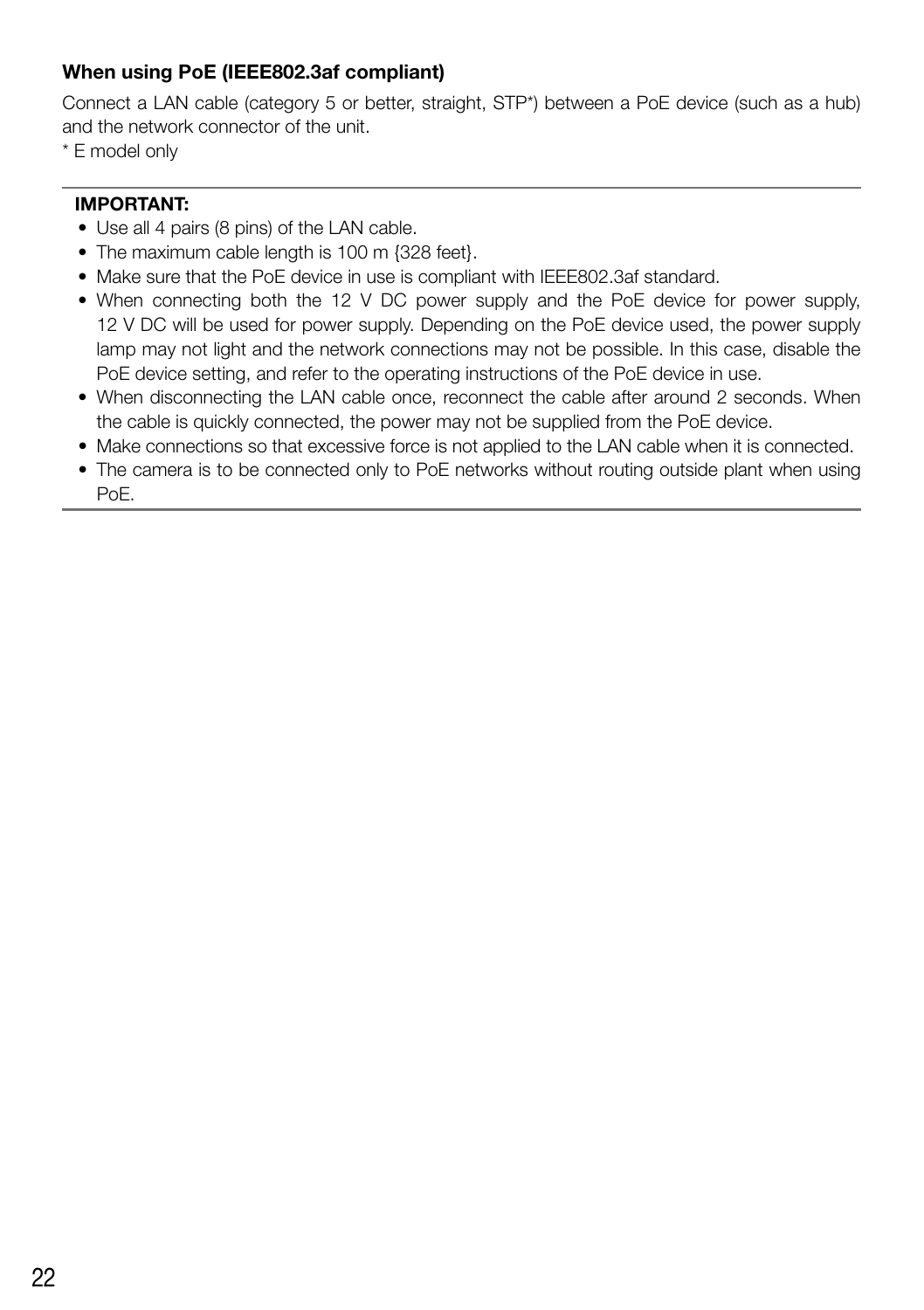**When using PoE (IEEE802.3af compliant)**

Connect a LAN cable (category 5 or better, straight, STP*) between a PoE device (such as a hub) and the network connector of the unit.
* E model only

**IMPORTANT:**

- Use all 4 pairs (8 pins) of the LAN cable.
- The maximum cable length is 100 m {328 feet}.
- Make sure that the PoE device in use is compliant with IEEE802.3af standard.
- When connecting both the 12 V DC power supply and the PoE device for power supply, 12 V DC will be used for power supply. Depending on the PoE device used, the power supply lamp may not light and the network connections may not be possible. In this case, disable the PoE device setting, and refer to the operating instructions of the PoE device in use.
- When disconnecting the LAN cable once, reconnect the cable after around 2 seconds. When the cable is quickly connected, the power may not be supplied from the PoE device.
- Make connections so that excessive force is not applied to the LAN cable when it is connected.
- The camera is to be connected only to PoE networks without routing outside plant when using PoE.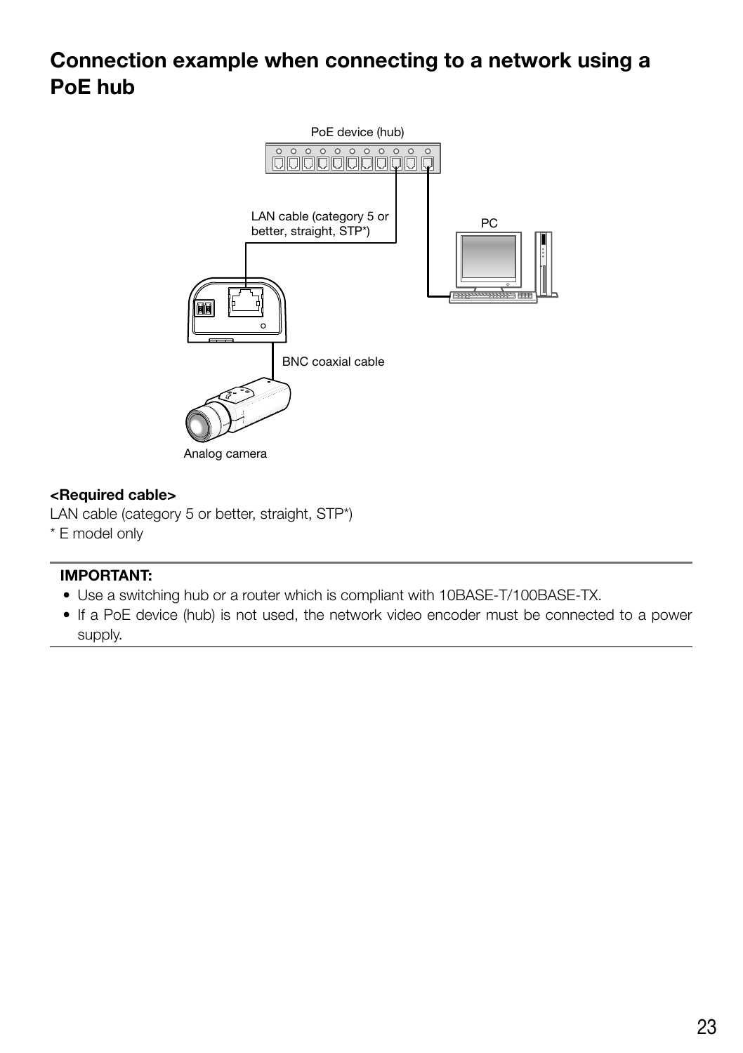## Connection example when connecting to a network using a PoE hub

PoE device (hub)

LAN cable (category 5 or better, straight, STP*)

PC

BNC coaxial cable

Analog camera

**<Required cable>**
LAN cable (category 5 or better, straight, STP*)
* E model only

**IMPORTANT:**

- Use a switching hub or a router which is compliant with 10BASE-T/100BASE-TX.
- If a PoE device (hub) is not used, the network video encoder must be connected to a power supply.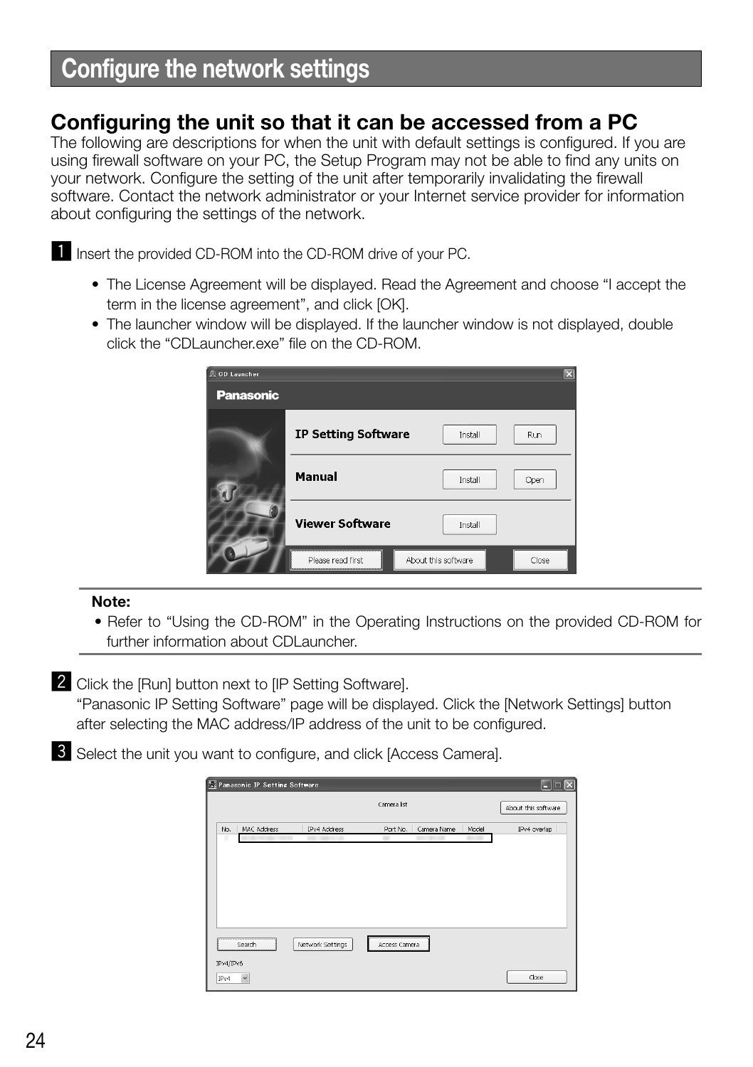# Configure the network settings

## Configuring the unit so that it can be accessed from a PC

The following are descriptions for when the unit with default settings is configured. If you are using firewall software on your PC, the Setup Program may not be able to find any units on your network. Configure the setting of the unit after temporarily invalidating the firewall software. Contact the network administrator or your Internet service provider for information about configuring the settings of the network.

**1** Insert the provided CD-ROM into the CD-ROM drive of your PC.

- The License Agreement will be displayed. Read the Agreement and choose "I accept the term in the license agreement", and click [OK].
- The launcher window will be displayed. If the launcher window is not displayed, double click the "CDLauncher.exe" file on the CD-ROM.

**Note:**

- Refer to "Using the CD-ROM" in the Operating Instructions on the provided CD-ROM for further information about CDLauncher.

**2** Click the [Run] button next to [IP Setting Software].
"Panasonic IP Setting Software" page will be displayed. Click the [Network Settings] button after selecting the MAC address/IP address of the unit to be configured.

**3** Select the unit you want to configure, and click [Access Camera].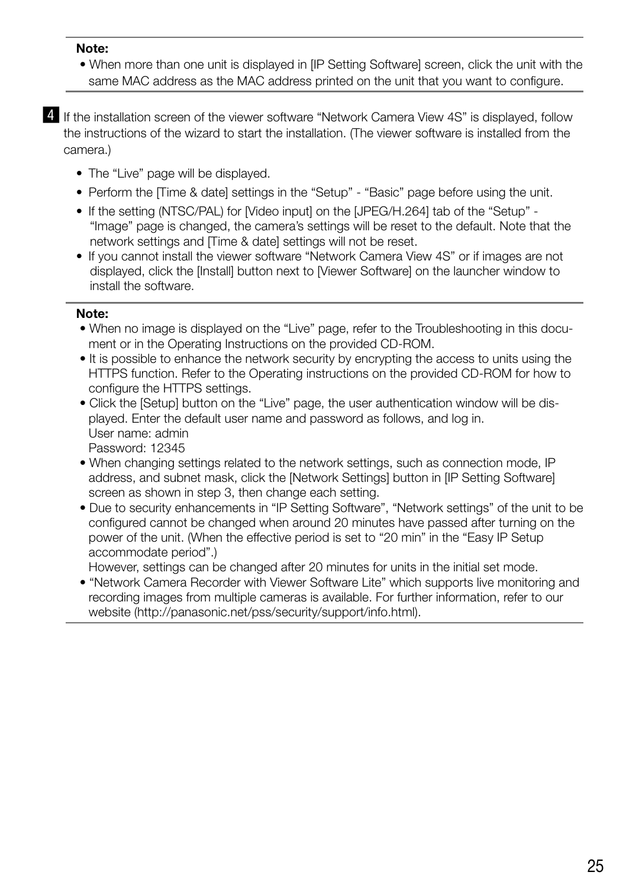**Note:**

- When more than one unit is displayed in [IP Setting Software] screen, click the unit with the same MAC address as the MAC address printed on the unit that you want to configure.

**4** If the installation screen of the viewer software "Network Camera View 4S" is displayed, follow the instructions of the wizard to start the installation. (The viewer software is installed from the camera.)

- The "Live" page will be displayed.
- Perform the [Time & date] settings in the "Setup" - "Basic" page before using the unit.
- If the setting (NTSC/PAL) for [Video input] on the [JPEG/H.264] tab of the "Setup" - "Image" page is changed, the camera's settings will be reset to the default. Note that the network settings and [Time & date] settings will not be reset.
- If you cannot install the viewer software "Network Camera View 4S" or if images are not displayed, click the [Install] button next to [Viewer Software] on the launcher window to install the software.

**Note:**

- When no image is displayed on the "Live" page, refer to the Troubleshooting in this document or in the Operating Instructions on the provided CD-ROM.
- It is possible to enhance the network security by encrypting the access to units using the HTTPS function. Refer to the Operating instructions on the provided CD-ROM for how to configure the HTTPS settings.
- Click the [Setup] button on the "Live" page, the user authentication window will be displayed. Enter the default user name and password as follows, and log in.
  User name: admin
  Password: 12345
- When changing settings related to the network settings, such as connection mode, IP address, and subnet mask, click the [Network Settings] button in [IP Setting Software] screen as shown in step 3, then change each setting.
- Due to security enhancements in "IP Setting Software", "Network settings" of the unit to be configured cannot be changed when around 20 minutes have passed after turning on the power of the unit. (When the effective period is set to "20 min" in the "Easy IP Setup accommodate period".)
  However, settings can be changed after 20 minutes for units in the initial set mode.
- "Network Camera Recorder with Viewer Software Lite" which supports live monitoring and recording images from multiple cameras is available. For further information, refer to our website (http://panasonic.net/pss/security/support/info.html).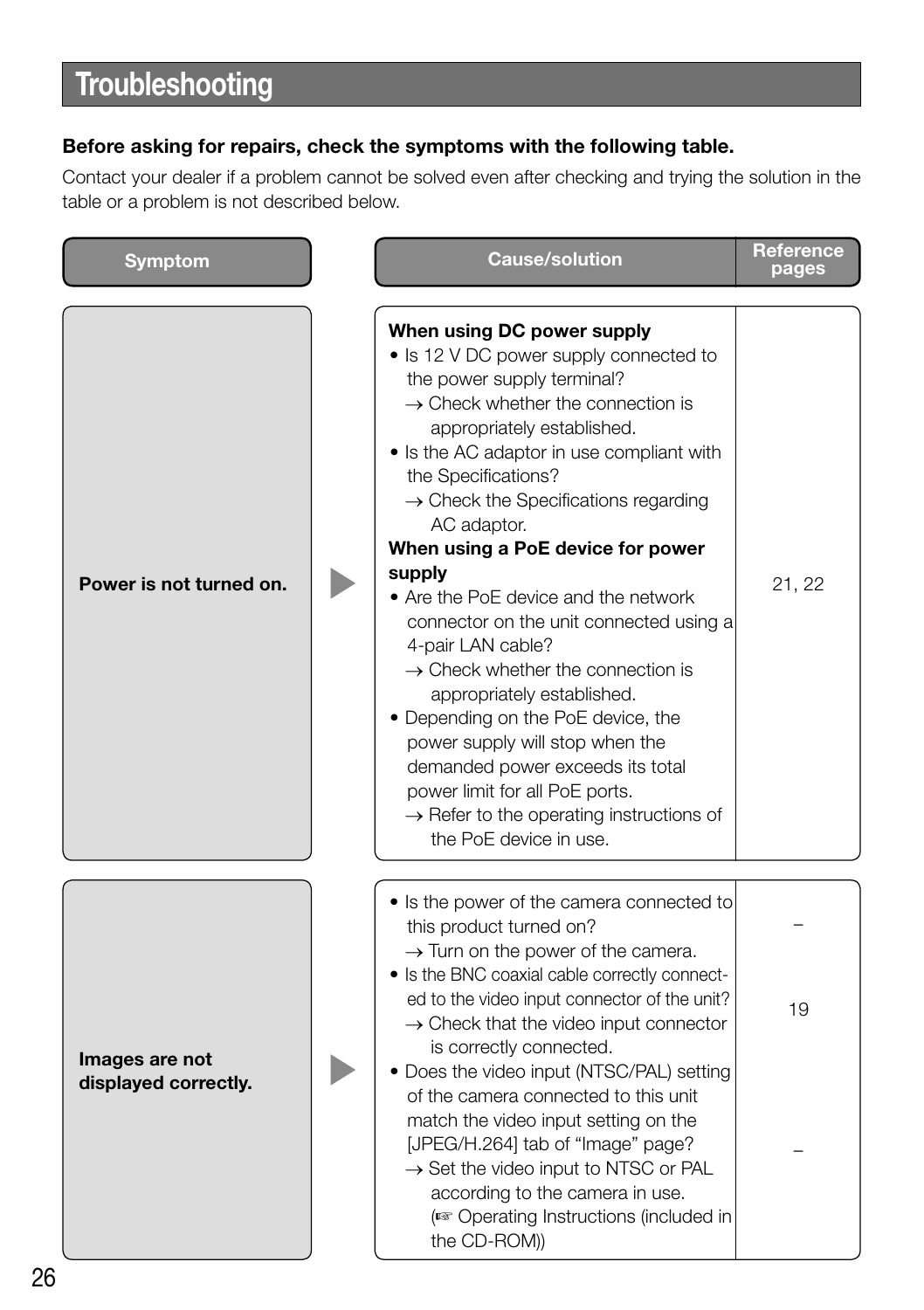# Troubleshooting

**Before asking for repairs, check the symptoms with the following table.**

Contact your dealer if a problem cannot be solved even after checking and trying the solution in the table or a problem is not described below.

| Symptom | Cause/solution | Reference pages |
|---|---|---|
| **Power is not turned on.** | **When using DC power supply**<br>• Is 12 V DC power supply connected to the power supply terminal?<br>→ Check whether the connection is appropriately established.<br>• Is the AC adaptor in use compliant with the Specifications?<br>→ Check the Specifications regarding AC adaptor.<br>**When using a PoE device for power supply**<br>• Are the PoE device and the network connector on the unit connected using a 4-pair LAN cable?<br>→ Check whether the connection is appropriately established.<br>• Depending on the PoE device, the power supply will stop when the demanded power exceeds its total power limit for all PoE ports.<br>→ Refer to the operating instructions of the PoE device in use. | 21, 22 |
| **Images are not displayed correctly.** | • Is the power of the camera connected to this product turned on?<br>→ Turn on the power of the camera. | – |
| | • Is the BNC coaxial cable correctly connected to the video input connector of the unit?<br>→ Check that the video input connector is correctly connected. | 19 |
| | • Does the video input (NTSC/PAL) setting of the camera connected to this unit match the video input setting on the [JPEG/H.264] tab of "Image" page?<br>→ Set the video input to NTSC or PAL according to the camera in use.<br>(☞ Operating Instructions (included in the CD-ROM)) | – |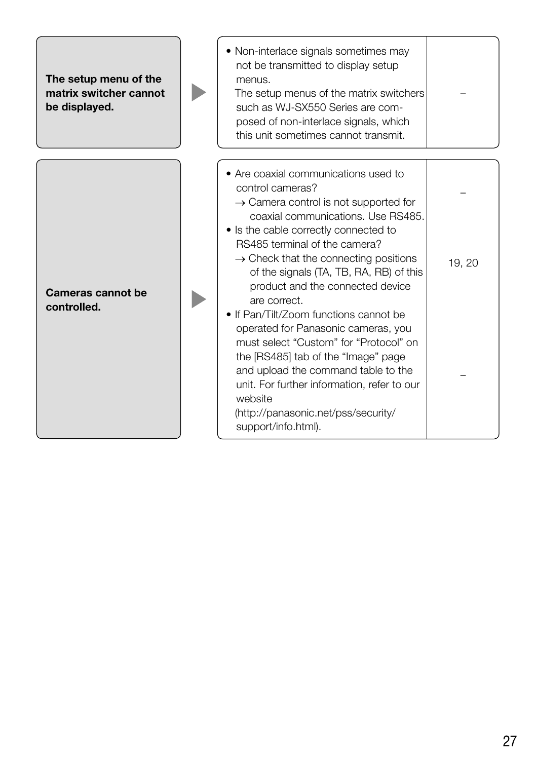| Symptom | Cause/solution | Reference pages |
|---|---|---|
| **The setup menu of the matrix switcher cannot be displayed.** | • Non-interlace signals sometimes may not be transmitted to display setup menus.<br>The setup menus of the matrix switchers such as WJ-SX550 Series are composed of non-interlace signals, which this unit sometimes cannot transmit. | – |
| **Cameras cannot be controlled.** | • Are coaxial communications used to control cameras?<br>→ Camera control is not supported for coaxial communications. Use RS485. | – |
| | • Is the cable correctly connected to RS485 terminal of the camera?<br>→ Check that the connecting positions of the signals (TA, TB, RA, RB) of this product and the connected device are correct. | 19, 20 |
| | • If Pan/Tilt/Zoom functions cannot be operated for Panasonic cameras, you must select “Custom” for “Protocol” on the [RS485] tab of the “Image” page and upload the command table to the unit. For further information, refer to our website (http://panasonic.net/pss/security/support/info.html). | – |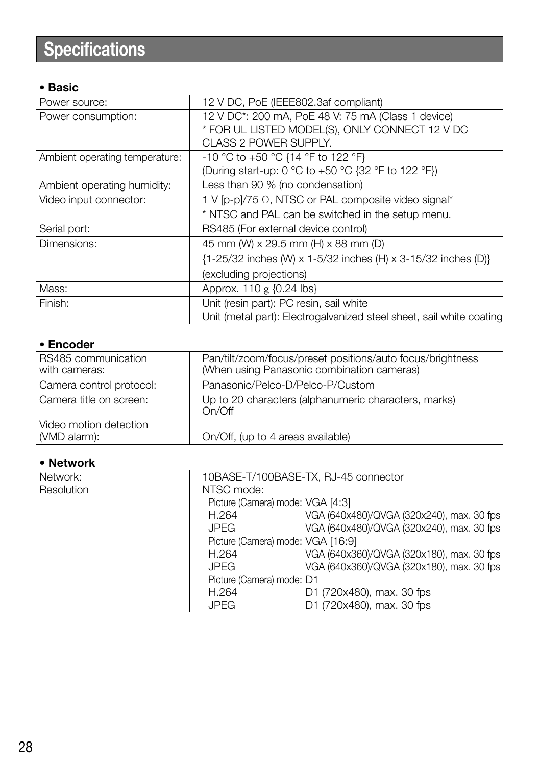# Specifications

**• Basic**

| | |
|---|---|
| Power source: | 12 V DC, PoE (IEEE802.3af compliant) |
| Power consumption: | 12 V DC*: 200 mA, PoE 48 V: 75 mA (Class 1 device)<br>* FOR UL LISTED MODEL(S), ONLY CONNECT 12 V DC CLASS 2 POWER SUPPLY. |
| Ambient operating temperature: | -10 °C to +50 °C {14 °F to 122 °F}<br>(During start-up: 0 °C to +50 °C {32 °F to 122 °F}) |
| Ambient operating humidity: | Less than 90 % (no condensation) |
| Video input connector: | 1 V [p-p]/75 Ω, NTSC or PAL composite video signal*<br>* NTSC and PAL can be switched in the setup menu. |
| Serial port: | RS485 (For external device control) |
| Dimensions: | 45 mm (W) x 29.5 mm (H) x 88 mm (D)<br>{1-25/32 inches (W) x 1-5/32 inches (H) x 3-15/32 inches (D)}<br>(excluding projections) |
| Mass: | Approx. 110 g {0.24 lbs} |
| Finish: | Unit (resin part): PC resin, sail white<br>Unit (metal part): Electrogalvanized steel sheet, sail white coating |

**• Encoder**

| | |
|---|---|
| RS485 communication with cameras: | Pan/tilt/zoom/focus/preset positions/auto focus/brightness (When using Panasonic combination cameras) |
| Camera control protocol: | Panasonic/Pelco-D/Pelco-P/Custom |
| Camera title on screen: | Up to 20 characters (alphanumeric characters, marks)<br>On/Off |
| Video motion detection (VMD alarm): | On/Off, (up to 4 areas available) |

**• Network**

| | |
|---|---|
| Network: | 10BASE-T/100BASE-TX, RJ-45 connector |
| Resolution | NTSC mode:<br>Picture (Camera) mode: VGA [4:3]<br>H.264 VGA (640x480)/QVGA (320x240), max. 30 fps<br>JPEG VGA (640x480)/QVGA (320x240), max. 30 fps<br>Picture (Camera) mode: VGA [16:9]<br>H.264 VGA (640x360)/QVGA (320x180), max. 30 fps<br>JPEG VGA (640x360)/QVGA (320x180), max. 30 fps<br>Picture (Camera) mode: D1<br>H.264 D1 (720x480), max. 30 fps<br>JPEG D1 (720x480), max. 30 fps |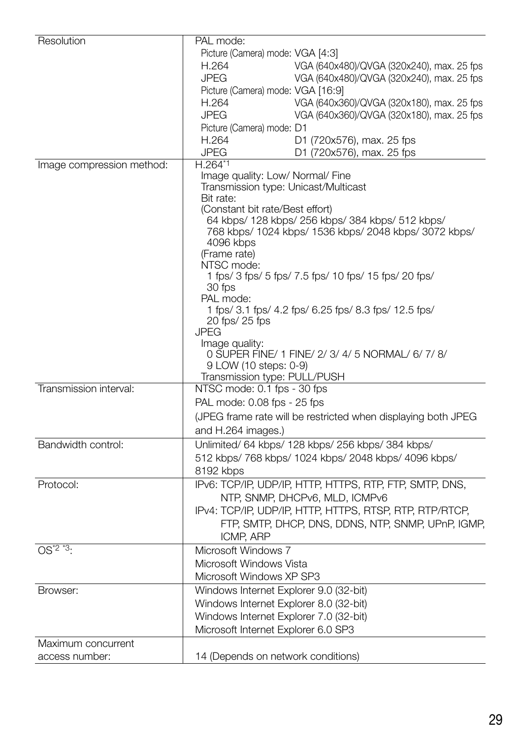| | |
|---|---|
| Resolution | PAL mode:<br>Picture (Camera) mode: VGA [4:3]<br>H.264 VGA (640x480)/QVGA (320x240), max. 25 fps<br>JPEG VGA (640x480)/QVGA (320x240), max. 25 fps<br>Picture (Camera) mode: VGA [16:9]<br>H.264 VGA (640x360)/QVGA (320x180), max. 25 fps<br>JPEG VGA (640x360)/QVGA (320x180), max. 25 fps<br>Picture (Camera) mode: D1<br>H.264 D1 (720x576), max. 25 fps<br>JPEG D1 (720x576), max. 25 fps |
| Image compression method: | H.264[*1]<br>Image quality: Low/ Normal/ Fine<br>Transmission type: Unicast/Multicast<br>Bit rate:<br>(Constant bit rate/Best effort)<br>64 kbps/ 128 kbps/ 256 kbps/ 384 kbps/ 512 kbps/ 768 kbps/ 1024 kbps/ 1536 kbps/ 2048 kbps/ 3072 kbps/ 4096 kbps<br>(Frame rate)<br>NTSC mode:<br>1 fps/ 3 fps/ 5 fps/ 7.5 fps/ 10 fps/ 15 fps/ 20 fps/ 30 fps<br>PAL mode:<br>1 fps/ 3.1 fps/ 4.2 fps/ 6.25 fps/ 8.3 fps/ 12.5 fps/ 20 fps/ 25 fps<br>JPEG<br>Image quality:<br>0 SUPER FINE/ 1 FINE/ 2/ 3/ 4/ 5 NORMAL/ 6/ 7/ 8/ 9 LOW (10 steps: 0-9)<br>Transmission type: PULL/PUSH |
| Transmission interval: | NTSC mode: 0.1 fps - 30 fps<br>PAL mode: 0.08 fps - 25 fps<br>(JPEG frame rate will be restricted when displaying both JPEG and H.264 images.) |
| Bandwidth control: | Unlimited/ 64 kbps/ 128 kbps/ 256 kbps/ 384 kbps/ 512 kbps/ 768 kbps/ 1024 kbps/ 2048 kbps/ 4096 kbps/ 8192 kbps |
| Protocol: | IPv6: TCP/IP, UDP/IP, HTTP, HTTPS, RTP, FTP, SMTP, DNS, NTP, SNMP, DHCPv6, MLD, ICMPv6<br>IPv4: TCP/IP, UDP/IP, HTTP, HTTPS, RTSP, RTP, RTP/RTCP, FTP, SMTP, DHCP, DNS, DDNS, NTP, SNMP, UPnP, IGMP, ICMP, ARP |
| OS[*2 *3]: | Microsoft Windows 7<br>Microsoft Windows Vista<br>Microsoft Windows XP SP3 |
| Browser: | Windows Internet Explorer 9.0 (32-bit)<br>Windows Internet Explorer 8.0 (32-bit)<br>Windows Internet Explorer 7.0 (32-bit)<br>Microsoft Internet Explorer 6.0 SP3 |
| Maximum concurrent access number: | 14 (Depends on network conditions) |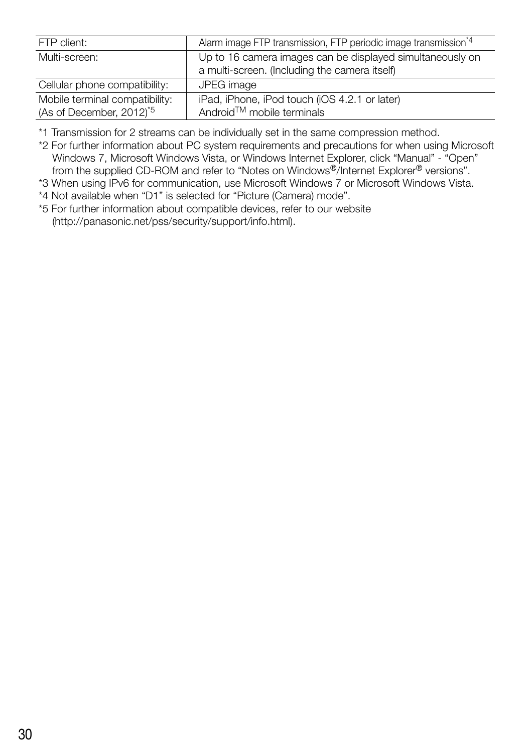| | |
|---|---|
| FTP client: | Alarm image FTP transmission, FTP periodic image transmission[*4] |
| Multi-screen: | Up to 16 camera images can be displayed simultaneously on a multi-screen. (Including the camera itself) |
| Cellular phone compatibility: | JPEG image |
| Mobile terminal compatibility: (As of December, 2012)[*5] | iPad, iPhone, iPod touch (iOS 4.2.1 or later)<br>Android™ mobile terminals |

*1 Transmission for 2 streams can be individually set in the same compression method.

*2 For further information about PC system requirements and precautions for when using Microsoft Windows 7, Microsoft Windows Vista, or Windows Internet Explorer, click "Manual" - "Open" from the supplied CD-ROM and refer to "Notes on Windows®/Internet Explorer® versions".

*3 When using IPv6 for communication, use Microsoft Windows 7 or Microsoft Windows Vista.

*4 Not available when "D1" is selected for "Picture (Camera) mode".

*5 For further information about compatible devices, refer to our website (http://panasonic.net/pss/security/support/info.html).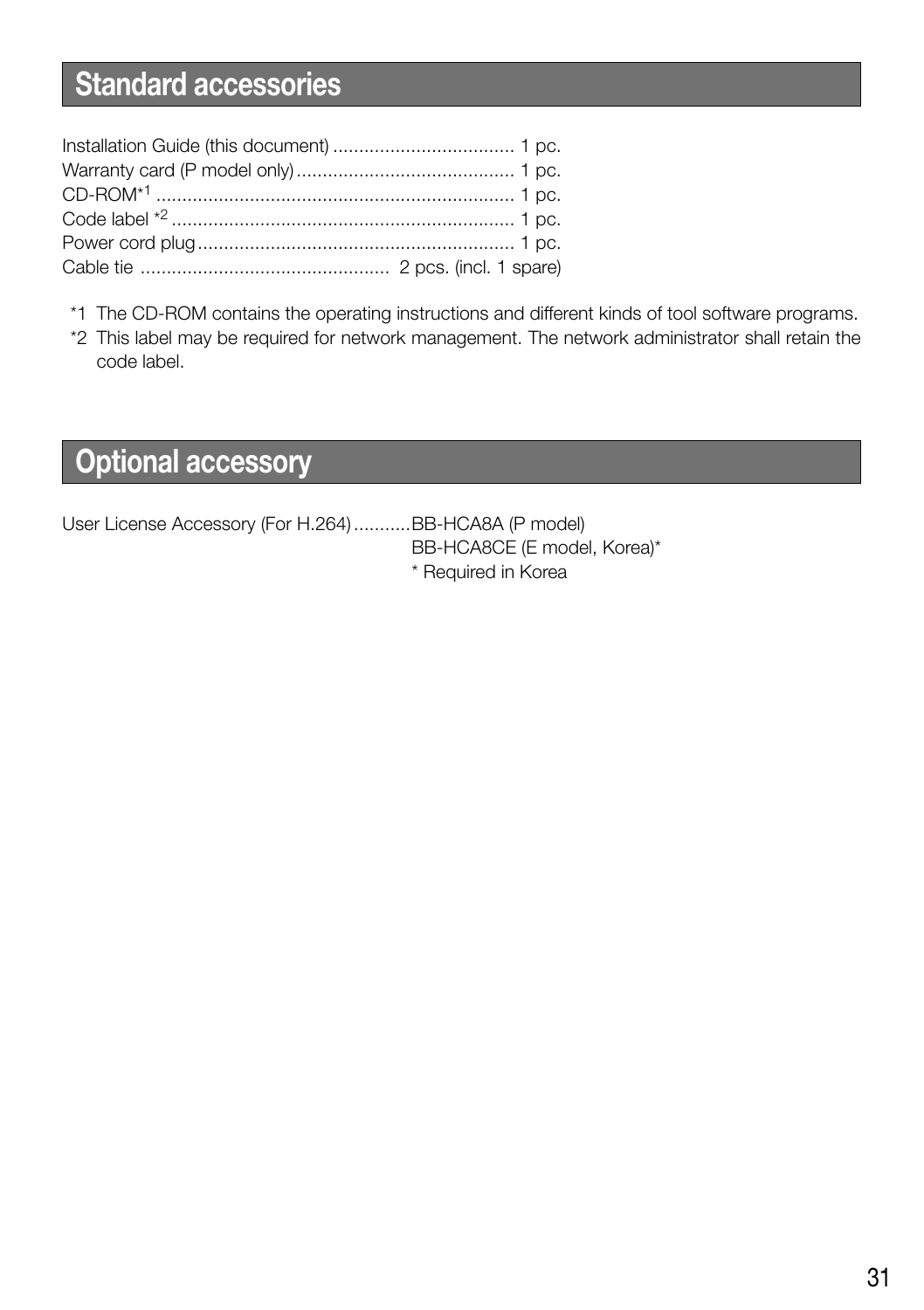## Standard accessories

Installation Guide (this document) .................................. 1 pc.
Warranty card (P model only) .......................................... 1 pc.
CD-ROM*1 .................................................................... 1 pc.
Code label *2 ................................................................. 1 pc.
Power cord plug ............................................................ 1 pc.
Cable tie ............................................... 2 pcs. (incl. 1 spare)

*1 The CD-ROM contains the operating instructions and different kinds of tool software programs.
*2 This label may be required for network management. The network administrator shall retain the code label.

## Optional accessory

User License Accessory (For H.264) ...........BB-HCA8A (P model)
BB-HCA8CE (E model, Korea)*
* Required in Korea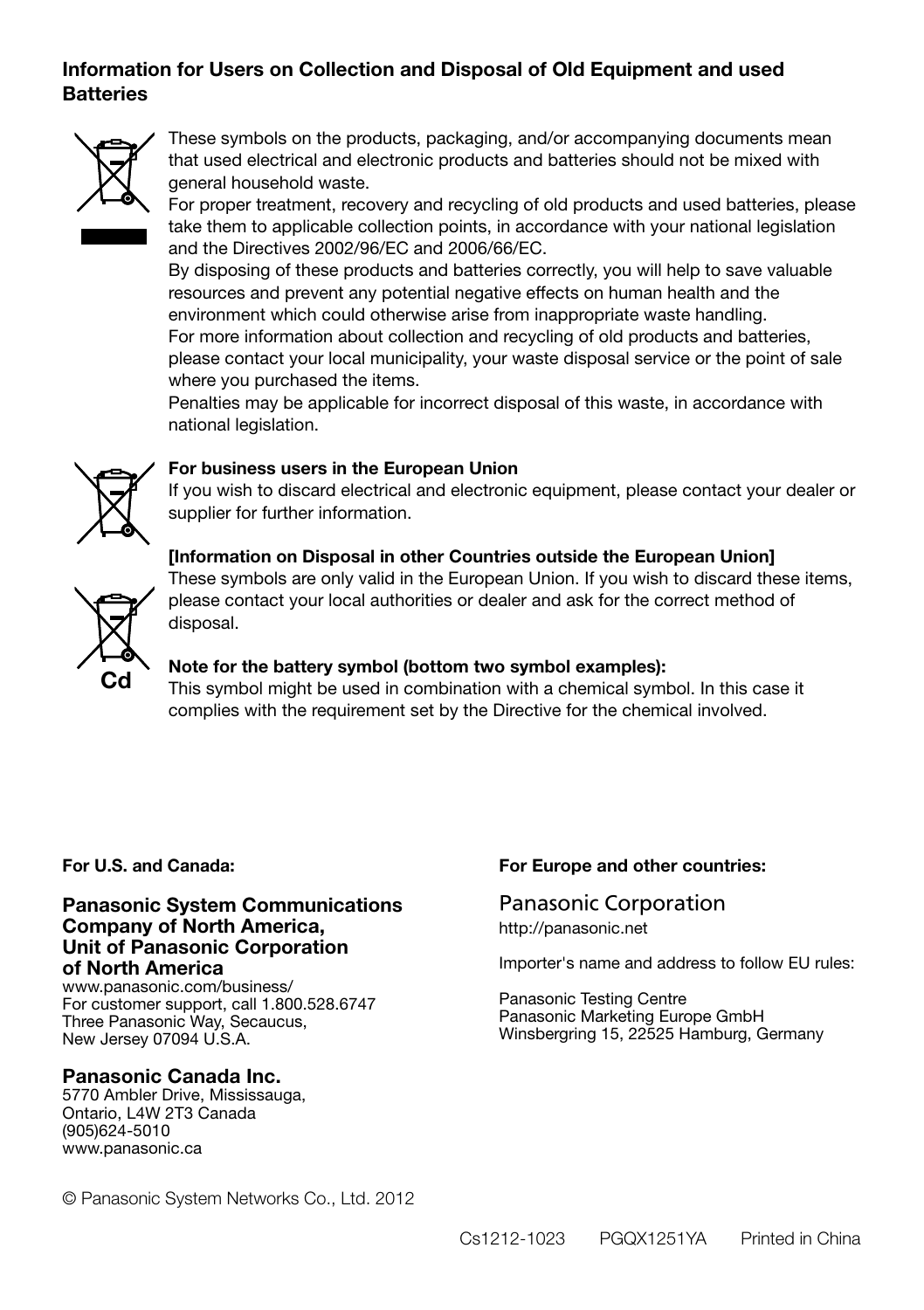## Information for Users on Collection and Disposal of Old Equipment and used Batteries

These symbols on the products, packaging, and/or accompanying documents mean that used electrical and electronic products and batteries should not be mixed with general household waste.
For proper treatment, recovery and recycling of old products and used batteries, please take them to applicable collection points, in accordance with your national legislation and the Directives 2002/96/EC and 2006/66/EC.
By disposing of these products and batteries correctly, you will help to save valuable resources and prevent any potential negative effects on human health and the environment which could otherwise arise from inappropriate waste handling.
For more information about collection and recycling of old products and batteries, please contact your local municipality, your waste disposal service or the point of sale where you purchased the items.
Penalties may be applicable for incorrect disposal of this waste, in accordance with national legislation.

**For business users in the European Union**
If you wish to discard electrical and electronic equipment, please contact your dealer or supplier for further information.

**[Information on Disposal in other Countries outside the European Union]**
These symbols are only valid in the European Union. If you wish to discard these items, please contact your local authorities or dealer and ask for the correct method of disposal.

Cd

**Note for the battery symbol (bottom two symbol examples):**
This symbol might be used in combination with a chemical symbol. In this case it complies with the requirement set by the Directive for the chemical involved.

**For U.S. and Canada:**

**Panasonic System Communications Company of North America, Unit of Panasonic Corporation of North America**
www.panasonic.com/business/
For customer support, call 1.800.528.6747
Three Panasonic Way, Secaucus,
New Jersey 07094 U.S.A.

**Panasonic Canada Inc.**
5770 Ambler Drive, Mississauga,
Ontario, L4W 2T3 Canada
(905)624-5010
www.panasonic.ca

**For Europe and other countries:**

Panasonic Corporation
http://panasonic.net

Importer's name and address to follow EU rules:

Panasonic Testing Centre
Panasonic Marketing Europe GmbH
Winsbergring 15, 22525 Hamburg, Germany

© Panasonic System Networks Co., Ltd. 2012

Cs1212-1023 PGQX1251YA Printed in China